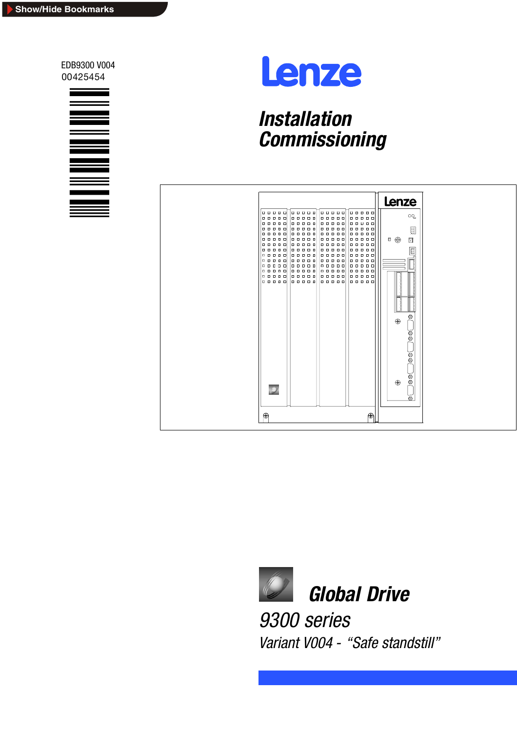Show/Hide Bookmarks

EDB9300 V004
00425454

Lenze

# Installation Commissioning

## Global Drive

### 9300 series

*Variant V004 - “Safe standstill”*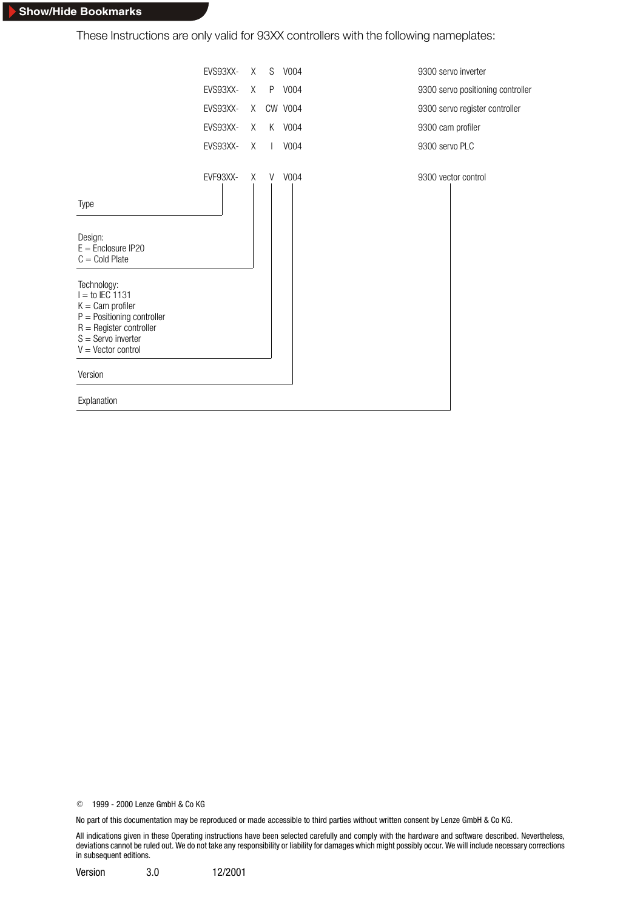These Instructions are only valid for 93XX controllers with the following nameplates:

| Type | Design | Technology | Version | Explanation |
|---|---|---|---|---|
| EVS93XX- | X | S | V004 | 9300 servo inverter |
| EVS93XX- | X | P | V004 | 9300 servo positioning controller |
| EVS93XX- | X | CW | V004 | 9300 servo register controller |
| EVS93XX- | X | K | V004 | 9300 cam profiler |
| EVS93XX- | X | I | V004 | 9300 servo PLC |
| EVF93XX- | X | V | V004 | 9300 vector control |

Type

Design:
E = Enclosure IP20
C = Cold Plate

Technology:
I = to IEC 1131
K = Cam profiler
P = Positioning controller
R = Register controller
S = Servo inverter
V = Vector control

Version

Explanation

© 1999 - 2000 Lenze GmbH & Co KG

No part of this documentation may be reproduced or made accessible to third parties without written consent by Lenze GmbH & Co KG.

All indications given in these Operating instructions have been selected carefully and comply with the hardware and software described. Nevertheless, deviations cannot be ruled out. We do not take any responsibility or liability for damages which might possibly occur. We will include necessary corrections in subsequent editions.

Version 3.0 12/2001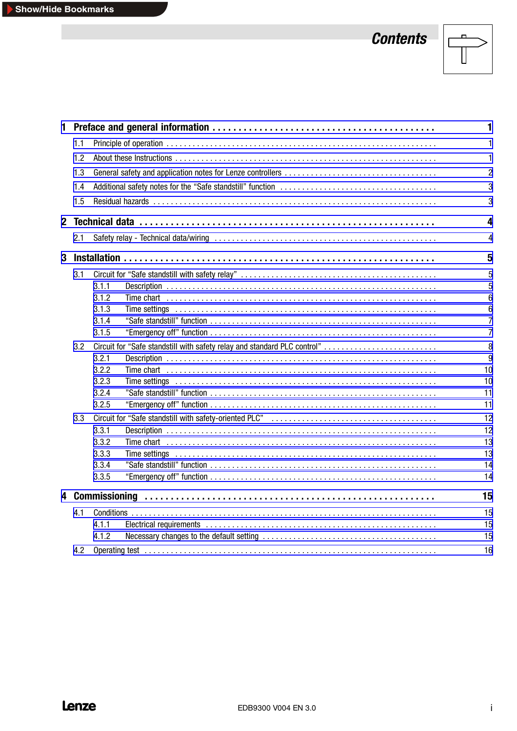# Contents

| | | |
|---|---|---|
| **1** | **Preface and general information** | **1** |
| 1.1 | Principle of operation | 1 |
| 1.2 | About these Instructions | 1 |
| 1.3 | General safety and application notes for Lenze controllers | 2 |
| 1.4 | Additional safety notes for the “Safe standstill” function | 3 |
| 1.5 | Residual hazards | 3 |
| **2** | **Technical data** | **4** |
| 2.1 | Safety relay - Technical data/wiring | 4 |
| **3** | **Installation** | **5** |
| 3.1 | Circuit for “Safe standstill with safety relay” | 5 |
| 3.1.1 | Description | 5 |
| 3.1.2 | Time chart | 6 |
| 3.1.3 | Time settings | 6 |
| 3.1.4 | “Safe standstill” function | 7 |
| 3.1.5 | “Emergency off” function | 7 |
| 3.2 | Circuit for “Safe standstill with safety relay and standard PLC control” | 8 |
| 3.2.1 | Description | 9 |
| 3.2.2 | Time chart | 10 |
| 3.2.3 | Time settings | 10 |
| 3.2.4 | ”Safe standstill” function | 11 |
| 3.2.5 | “Emergency off” function | 11 |
| 3.3 | Circuit for “Safe standstill with safety-oriented PLC” | 12 |
| 3.3.1 | Description | 12 |
| 3.3.2 | Time chart | 13 |
| 3.3.3 | Time settings | 13 |
| 3.3.4 | ”Safe standstill” function | 14 |
| 3.3.5 | “Emergency off” function | 14 |
| **4** | **Commissioning** | **15** |
| 4.1 | Conditions | 15 |
| 4.1.1 | Electrical requirements | 15 |
| 4.1.2 | Necessary changes to the default setting | 15 |
| 4.2 | Operating test | 16 |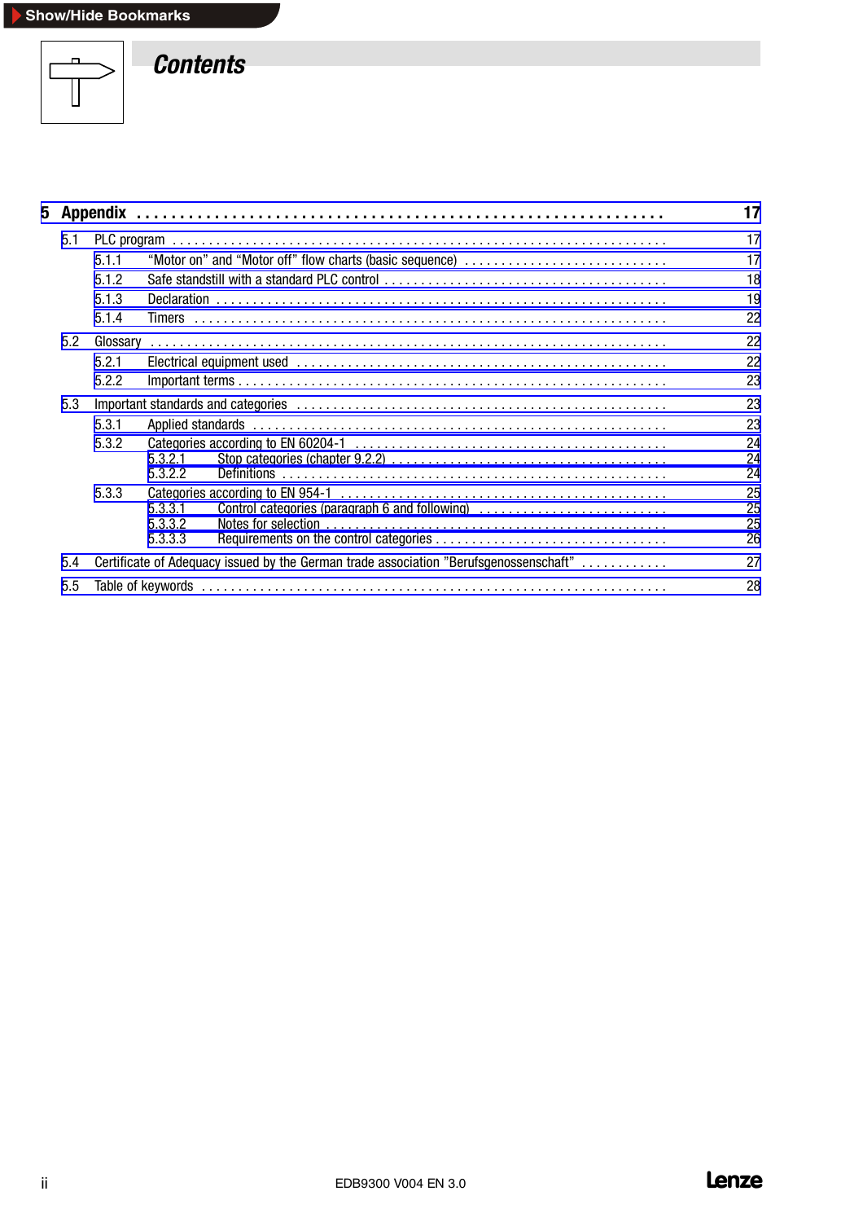# Contents

**5 Appendix . . . 17**

- 5.1 PLC program . . . 17
  - 5.1.1 “Motor on” and “Motor off” flow charts (basic sequence) . . . 17
  - 5.1.2 Safe standstill with a standard PLC control . . . 18
  - 5.1.3 Declaration . . . 19
  - 5.1.4 Timers . . . 22
- 5.2 Glossary . . . 22
  - 5.2.1 Electrical equipment used . . . 22
  - 5.2.2 Important terms . . . 23
- 5.3 Important standards and categories . . . 23
  - 5.3.1 Applied standards . . . 23
  - 5.3.2 Categories according to EN 60204-1 . . . 24
    - 5.3.2.1 Stop categories (chapter 9.2.2) . . . 24
    - 5.3.2.2 Definitions . . . 24
  - 5.3.3 Categories according to EN 954-1 . . . 25
    - 5.3.3.1 Control categories (paragraph 6 and following) . . . 25
    - 5.3.3.2 Notes for selection . . . 25
    - 5.3.3.3 Requirements on the control categories . . . 26
- 5.4 Certificate of Adequacy issued by the German trade association ”Berufsgenossenschaft” . . . 27
- 5.5 Table of keywords . . . 28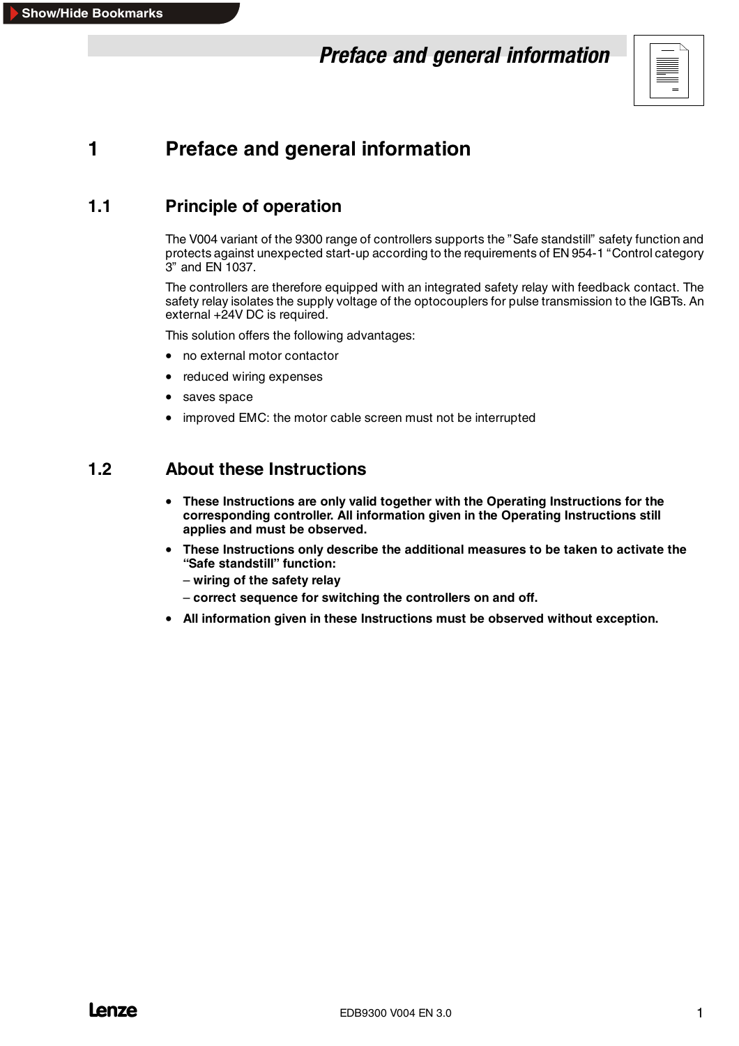# 1 Preface and general information

## 1.1 Principle of operation

The V004 variant of the 9300 range of controllers supports the "Safe standstill" safety function and protects against unexpected start-up according to the requirements of EN 954-1 "Control category 3" and EN 1037.

The controllers are therefore equipped with an integrated safety relay with feedback contact. The safety relay isolates the supply voltage of the optocouplers for pulse transmission to the IGBTs. An external +24V DC is required.

This solution offers the following advantages:

- no external motor contactor
- reduced wiring expenses
- saves space
- improved EMC: the motor cable screen must not be interrupted

## 1.2 About these Instructions

- **These Instructions are only valid together with the Operating Instructions for the corresponding controller. All information given in the Operating Instructions still applies and must be observed.**
- **These Instructions only describe the additional measures to be taken to activate the "Safe standstill" function:**
  - **wiring of the safety relay**
  - **correct sequence for switching the controllers on and off.**
- **All information given in these Instructions must be observed without exception.**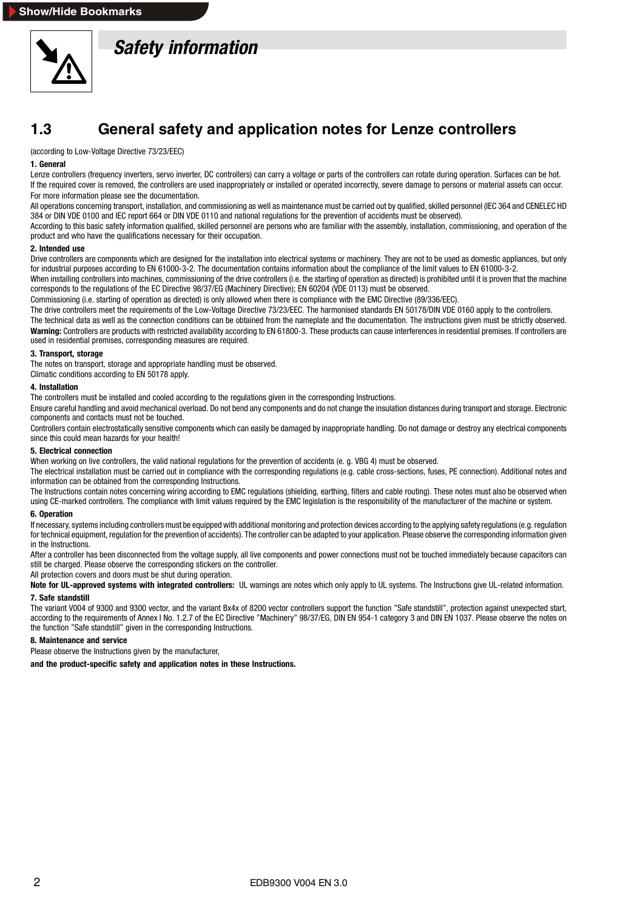# Safety information

## 1.3 General safety and application notes for Lenze controllers

(according to Low-Voltage Directive 73/23/EEC)

**1. General**

Lenze controllers (frequency inverters, servo inverter, DC controllers) can carry a voltage or parts of the controllers can rotate during operation. Surfaces can be hot.

If the required cover is removed, the controllers are used inappropriately or installed or operated incorrectly, severe damage to persons or material assets can occur. For more information please see the documentation.

All operations concerning transport, installation, and commissioning as well as maintenance must be carried out by qualified, skilled personnel (IEC 364 and CENELEC HD 384 or DIN VDE 0100 and IEC report 664 or DIN VDE 0110 and national regulations for the prevention of accidents must be observed).

According to this basic safety information qualified, skilled personnel are persons who are familiar with the assembly, installation, commissioning, and operation of the product and who have the qualifications necessary for their occupation.

**2. Intended use**

Drive controllers are components which are designed for the installation into electrical systems or machinery. They are not to be used as domestic appliances, but only for industrial purposes according to EN 61000-3-2. The documentation contains information about the compliance of the limit values to EN 61000-3-2.

When installing controllers into machines, commissioning of the drive controllers (i.e. the starting of operation as directed) is prohibited until it is proven that the machine corresponds to the regulations of the EC Directive 98/37/EG (Machinery Directive); EN 60204 (VDE 0113) must be observed.

Commissioning (i.e. starting of operation as directed) is only allowed when there is compliance with the EMC Directive (89/336/EEC).

The drive controllers meet the requirements of the Low-Voltage Directive 73/23/EEC. The harmonised standards EN 50178/DIN VDE 0160 apply to the controllers.

The technical data as well as the connection conditions can be obtained from the nameplate and the documentation. The instructions given must be strictly observed.

**Warning:** Controllers are products with restricted availability according to EN 61800-3. These products can cause interferences in residential premises. If controllers are used in residential premises, corresponding measures are required.

**3. Transport, storage**

The notes on transport, storage and appropriate handling must be observed.

Climatic conditions according to EN 50178 apply.

**4. Installation**

The controllers must be installed and cooled according to the regulations given in the corresponding Instructions.

Ensure careful handling and avoid mechanical overload. Do not bend any components and do not change the insulation distances during transport and storage. Electronic components and contacts must not be touched.

Controllers contain electrostatically sensitive components which can easily be damaged by inappropriate handling. Do not damage or destroy any electrical components since this could mean hazards for your health!

**5. Electrical connection**

When working on live controllers, the valid national regulations for the prevention of accidents (e. g. VBG 4) must be observed.

The electrical installation must be carried out in compliance with the corresponding regulations (e.g. cable cross-sections, fuses, PE connection). Additional notes and information can be obtained from the corresponding Instructions.

The Instructions contain notes concerning wiring according to EMC regulations (shielding, earthing, filters and cable routing). These notes must also be observed when using CE-marked controllers. The compliance with limit values required by the EMC legislation is the responsibility of the manufacturer of the machine or system.

**6. Operation**

If necessary, systems including controllers must be equipped with additional monitoring and protection devices according to the applying safety regulations (e.g. regulation for technical equipment, regulation for the prevention of accidents). The controller can be adapted to your application. Please observe the corresponding information given in the Instructions.

After a controller has been disconnected from the voltage supply, all live components and power connections must not be touched immediately because capacitors can still be charged. Please observe the corresponding stickers on the controller.

All protection covers and doors must be shut during operation.

**Note for UL-approved systems with integrated controllers:** UL warnings are notes which only apply to UL systems. The Instructions give UL-related information.

**7. Safe standstill**

The variant V004 of 9300 and 9300 vector, and the variant Bx4x of 8200 vector controllers support the function "Safe standstill", protection against unexpected start, according to the requirements of Annex I No. 1.2.7 of the EC Directive "Machinery" 98/37/EG, DIN EN 954-1 category 3 and DIN EN 1037. Please observe the notes on the function "Safe standstill" given in the corresponding Instructions.

**8. Maintenance and service**

Please observe the Instructions given by the manufacturer,

**and the product-specific safety and application notes in these Instructions.**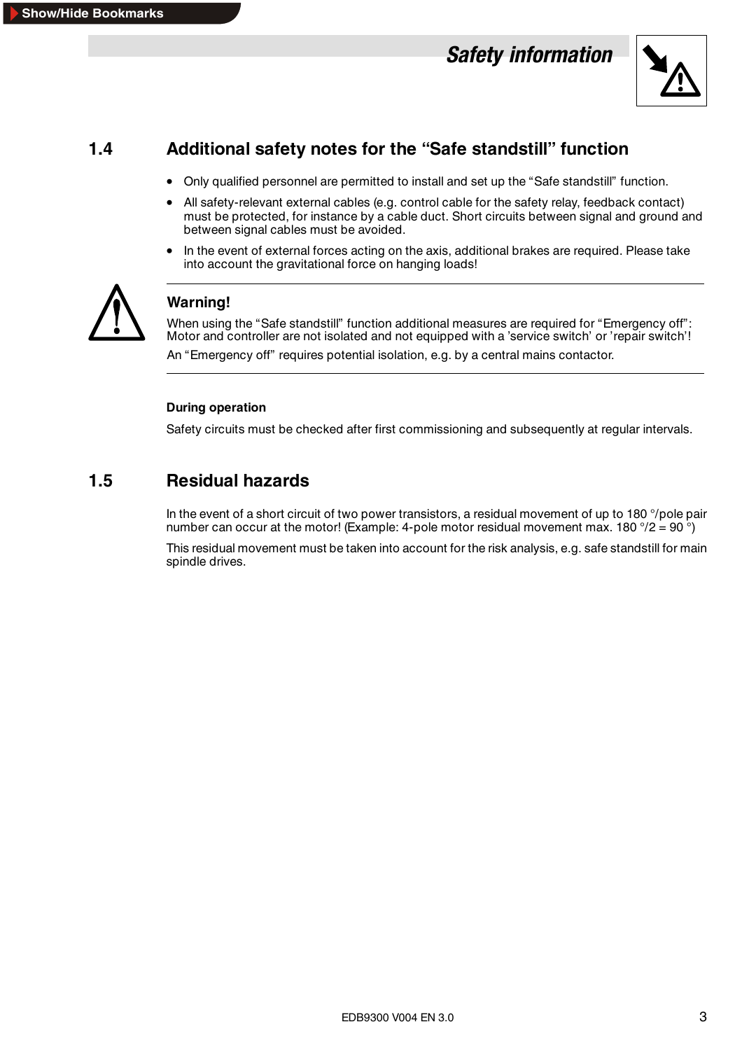## 1.4 Additional safety notes for the "Safe standstill" function

- Only qualified personnel are permitted to install and set up the "Safe standstill" function.
- All safety-relevant external cables (e.g. control cable for the safety relay, feedback contact) must be protected, for instance by a cable duct. Short circuits between signal and ground and between signal cables must be avoided.
- In the event of external forces acting on the axis, additional brakes are required. Please take into account the gravitational force on hanging loads!

**Warning!**

When using the "Safe standstill" function additional measures are required for "Emergency off": Motor and controller are not isolated and not equipped with a 'service switch' or 'repair switch'!

An "Emergency off" requires potential isolation, e.g. by a central mains contactor.

**During operation**

Safety circuits must be checked after first commissioning and subsequently at regular intervals.

## 1.5 Residual hazards

In the event of a short circuit of two power transistors, a residual movement of up to 180 °/pole pair number can occur at the motor! (Example: 4-pole motor residual movement max. 180 °/2 = 90 °)

This residual movement must be taken into account for the risk analysis, e.g. safe standstill for main spindle drives.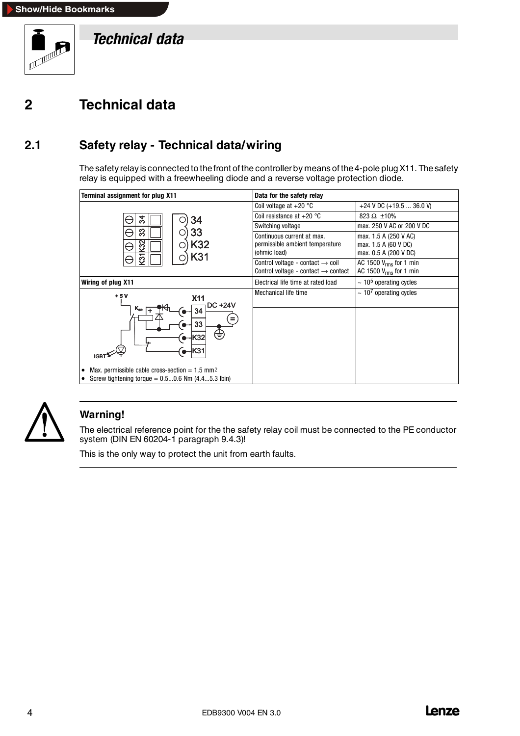# 2 Technical data

## 2.1 Safety relay - Technical data/wiring

The safety relay is connected to the front of the controller by means of the 4-pole plug X11. The safety relay is equipped with a freewheeling diode and a reverse voltage protection diode.

| Terminal assignment for plug X11 | Data for the safety relay | |
|---|---|---|
| 34, 33, K32, K31 | Coil voltage at +20 °C | +24 V DC (+19.5 ... 36.0 V) |
| | Coil resistance at +20 °C | 823 Ω ±10% |
| | Switching voltage | max. 250 V AC or 200 V DC |
| | Continuous current at max. permissible ambient temperature (ohmic load) | max. 1.5 A (250 V AC)<br>max. 1.5 A (60 V DC)<br>max. 0.5 A (200 V DC) |
| | Control voltage - contact → coil<br>Control voltage - contact → contact | AC 1500 $V_{rms}$ for 1 min<br>AC 1500 $V_{rms}$ for 1 min |
| **Wiring of plug X11** | Electrical life time at rated load | ~ $10^5$ operating cycles |
| +5 V, $K_{SR}$, IGBT, X11: 34, 33, K32, K31, DC +24V<br>• Max. permissible cable cross-section = 1.5 $mm^2$<br>• Screw tightening torque = 0.5...0.6 Nm (4.4...5.3 lbin) | Mechanical life time | ~ $10^7$ operating cycles |

**Warning!**

The electrical reference point for the the safety relay coil must be connected to the PE conductor system (DIN EN 60204-1 paragraph 9.4.3)!

This is the only way to protect the unit from earth faults.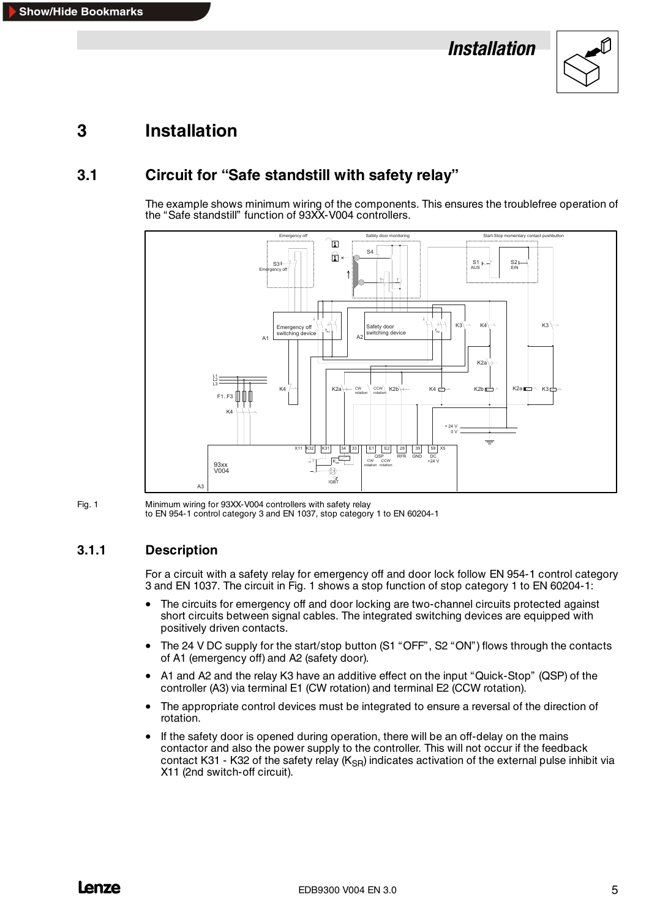# 3 Installation

## 3.1 Circuit for “Safe standstill with safety relay”

The example shows minimum wiring of the components. This ensures the troublefree operation of the “Safe standstill” function of 93XX-V004 controllers.

Fig. 1 Minimum wiring for 93XX-V004 controllers with safety relay to EN 954-1 control category 3 and EN 1037, stop category 1 to EN 60204-1

### 3.1.1 Description

For a circuit with a safety relay for emergency off and door lock follow EN 954-1 control category 3 and EN 1037. The circuit in Fig. 1 shows a stop function of stop category 1 to EN 60204-1:

- The circuits for emergency off and door locking are two-channel circuits protected against short circuits between signal cables. The integrated switching devices are equipped with positively driven contacts.
- The 24 V DC supply for the start/stop button (S1 “OFF”, S2 “ON”) flows through the contacts of A1 (emergency off) and A2 (safety door).
- A1 and A2 and the relay K3 have an additive effect on the input “Quick-Stop” (QSP) of the controller (A3) via terminal E1 (CW rotation) and terminal E2 (CCW rotation).
- The appropriate control devices must be integrated to ensure a reversal of the direction of rotation.
- If the safety door is opened during operation, there will be an off-delay on the mains contactor and also the power supply to the controller. This will not occur if the feedback contact K31 - K32 of the safety relay ($K_{SR}$) indicates activation of the external pulse inhibit via X11 (2nd switch-off circuit).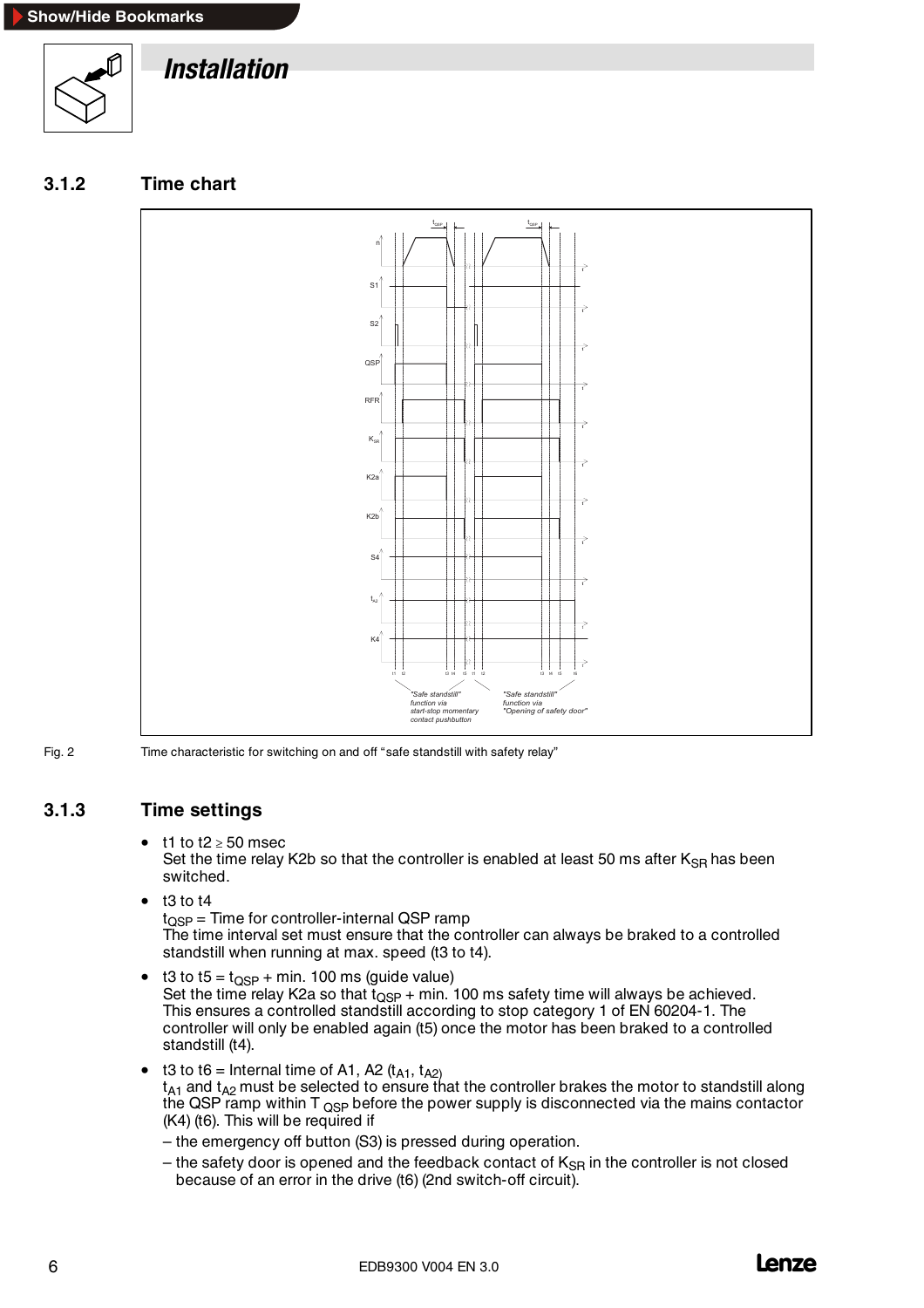# Installation

## 3.1.2 Time chart

Fig. 2 Time characteristic for switching on and off “safe standstill with safety relay”

## 3.1.3 Time settings

- t1 to t2 ≥ 50 msec
  Set the time relay K2b so that the controller is enabled at least 50 ms after $K_{SR}$ has been switched.
- t3 to t4
  $t_{QSP}$ = Time for controller-internal QSP ramp
  The time interval set must ensure that the controller can always be braked to a controlled standstill when running at max. speed (t3 to t4).
- t3 to t5 = $t_{QSP}$ + min. 100 ms (guide value)
  Set the time relay K2a so that $t_{QSP}$ + min. 100 ms safety time will always be achieved. This ensures a controlled standstill according to stop category 1 of EN 60204-1. The controller will only be enabled again (t5) once the motor has been braked to a controlled standstill (t4).
- t3 to t6 = Internal time of A1, A2 ($t_{A1}$, $t_{A2}$)
  $t_{A1}$ and $t_{A2}$ must be selected to ensure that the controller brakes the motor to standstill along the QSP ramp within $T_{QSP}$ before the power supply is disconnected via the mains contactor (K4) (t6). This will be required if
  – the emergency off button (S3) is pressed during operation.
  – the safety door is opened and the feedback contact of $K_{SR}$ in the controller is not closed because of an error in the drive (t6) (2nd switch-off circuit).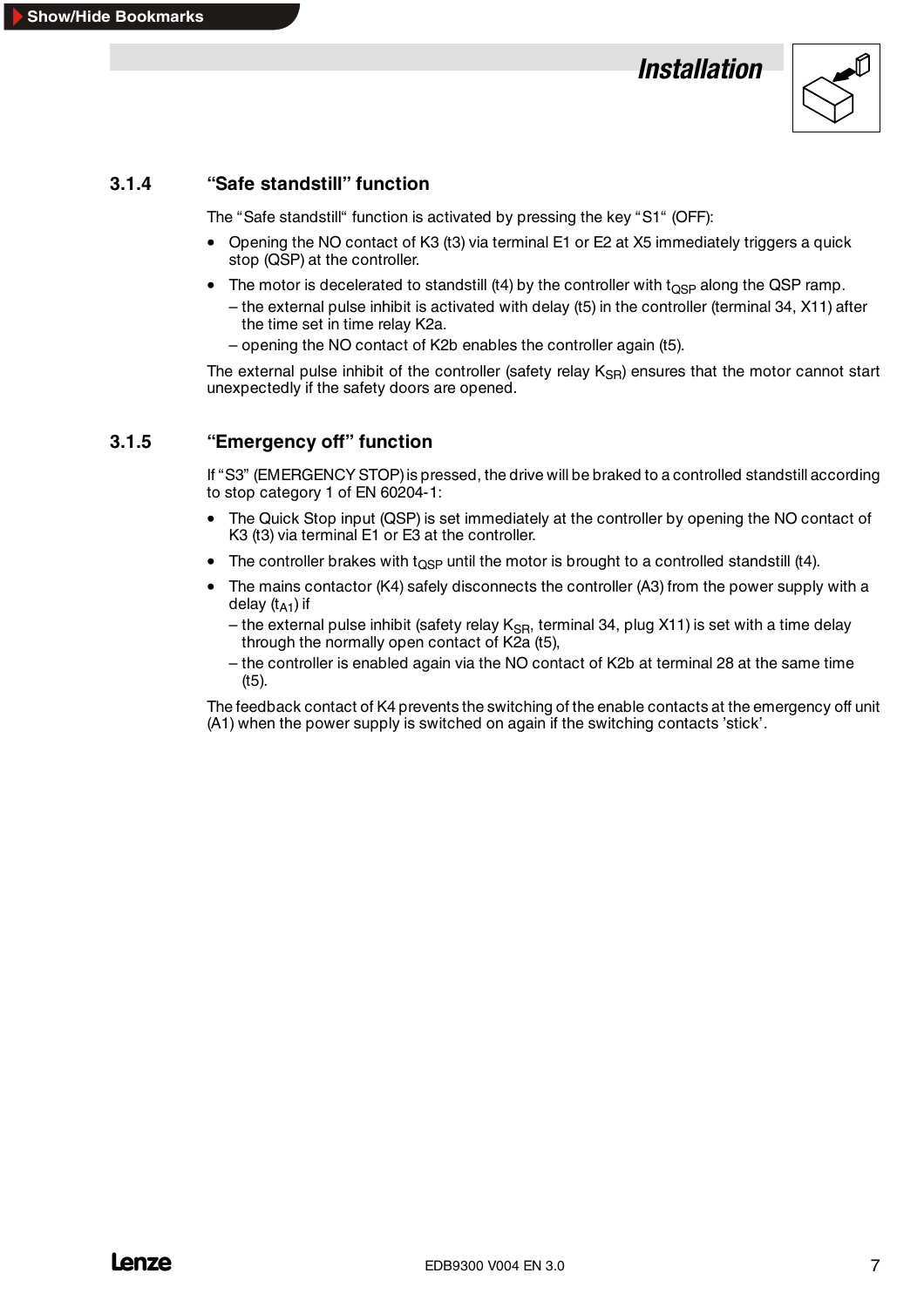### 3.1.4 “Safe standstill” function

The “Safe standstill“ function is activated by pressing the key “S1“ (OFF):

- Opening the NO contact of K3 (t3) via terminal E1 or E2 at X5 immediately triggers a quick stop (QSP) at the controller.
- The motor is decelerated to standstill (t4) by the controller with $t_{QSP}$ along the QSP ramp.
  – the external pulse inhibit is activated with delay (t5) in the controller (terminal 34, X11) after the time set in time relay K2a.
  – opening the NO contact of K2b enables the controller again (t5).

The external pulse inhibit of the controller (safety relay $K_{SR}$) ensures that the motor cannot start unexpectedly if the safety doors are opened.

### 3.1.5 “Emergency off” function

If “S3” (EMERGENCY STOP) is pressed, the drive will be braked to a controlled standstill according to stop category 1 of EN 60204-1:

- The Quick Stop input (QSP) is set immediately at the controller by opening the NO contact of K3 (t3) via terminal E1 or E3 at the controller.
- The controller brakes with $t_{QSP}$ until the motor is brought to a controlled standstill (t4).
- The mains contactor (K4) safely disconnects the controller (A3) from the power supply with a delay ($t_{A1}$) if
  – the external pulse inhibit (safety relay $K_{SR}$, terminal 34, plug X11) is set with a time delay through the normally open contact of K2a (t5),
  – the controller is enabled again via the NO contact of K2b at terminal 28 at the same time (t5).

The feedback contact of K4 prevents the switching of the enable contacts at the emergency off unit (A1) when the power supply is switched on again if the switching contacts ’stick’.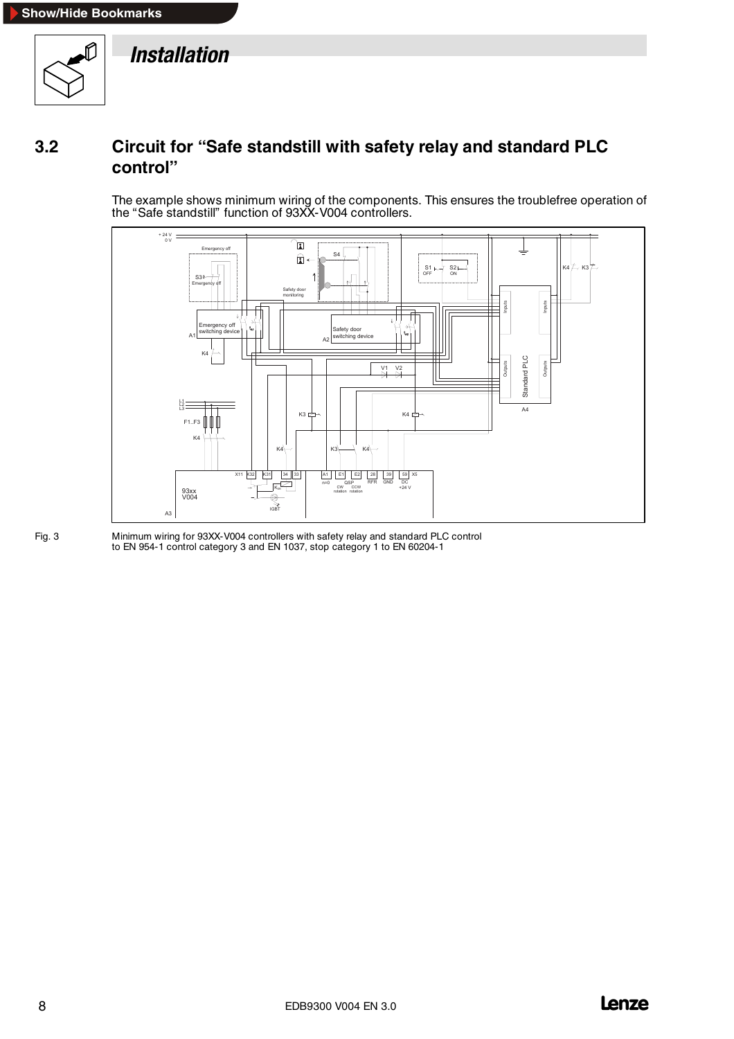# Installation

## 3.2 Circuit for “Safe standstill with safety relay and standard PLC control”

The example shows minimum wiring of the components. This ensures the troublefree operation of the “Safe standstill” function of 93XX-V004 controllers.

Fig. 3 Minimum wiring for 93XX-V004 controllers with safety relay and standard PLC control to EN 954-1 control category 3 and EN 1037, stop category 1 to EN 60204-1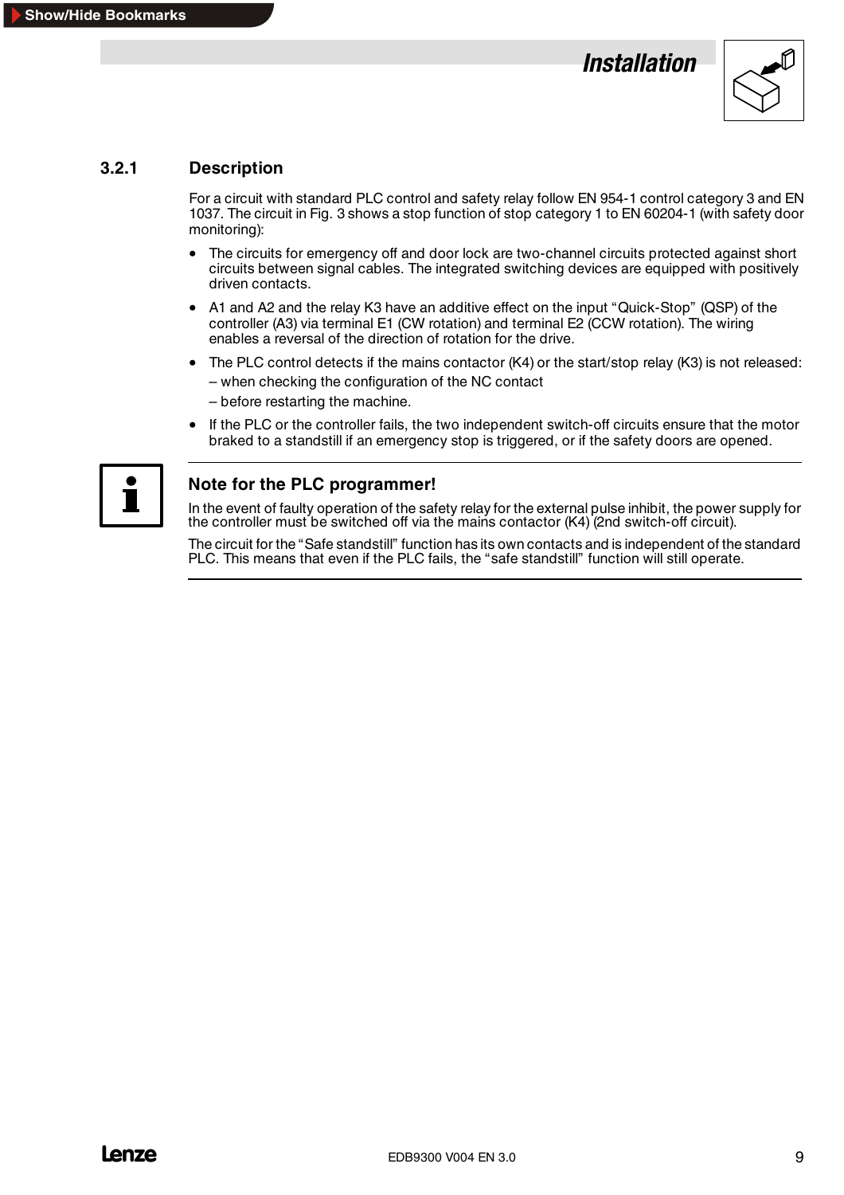### 3.2.1 Description

For a circuit with standard PLC control and safety relay follow EN 954-1 control category 3 and EN 1037. The circuit in Fig. 3 shows a stop function of stop category 1 to EN 60204-1 (with safety door monitoring):

- The circuits for emergency off and door lock are two-channel circuits protected against short circuits between signal cables. The integrated switching devices are equipped with positively driven contacts.
- A1 and A2 and the relay K3 have an additive effect on the input "Quick-Stop" (QSP) of the controller (A3) via terminal E1 (CW rotation) and terminal E2 (CCW rotation). The wiring enables a reversal of the direction of rotation for the drive.
- The PLC control detects if the mains contactor (K4) or the start/stop relay (K3) is not released:
  – when checking the configuration of the NC contact
  – before restarting the machine.
- If the PLC or the controller fails, the two independent switch-off circuits ensure that the motor braked to a standstill if an emergency stop is triggered, or if the safety doors are opened.

---

**Note for the PLC programmer!**

In the event of faulty operation of the safety relay for the external pulse inhibit, the power supply for the controller must be switched off via the mains contactor (K4) (2nd switch-off circuit).

The circuit for the "Safe standstill" function has its own contacts and is independent of the standard PLC. This means that even if the PLC fails, the "safe standstill" function will still operate.

---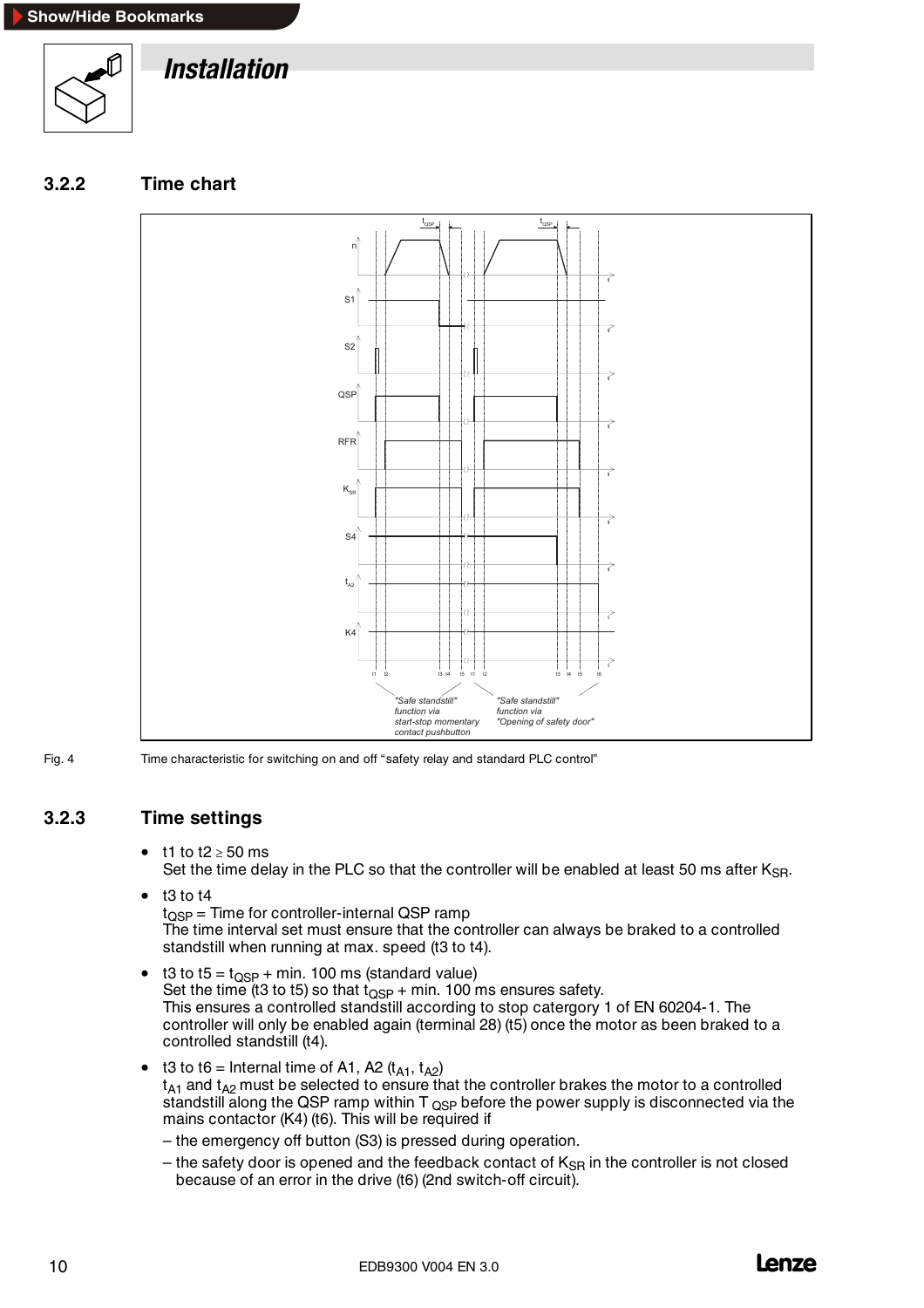# Installation

## 3.2.2 Time chart

"Safe standstill" function via start-stop momentary contact pushbutton

"Safe standstill" function via "Opening of safety door"

Fig. 4 Time characteristic for switching on and off "safety relay and standard PLC control"

## 3.2.3 Time settings

- t1 to t2 ≥ 50 ms
  Set the time delay in the PLC so that the controller will be enabled at least 50 ms after $K_{SR}$.
- t3 to t4
  $t_{QSP}$ = Time for controller-internal QSP ramp
  The time interval set must ensure that the controller can always be braked to a controlled standstill when running at max. speed (t3 to t4).
- t3 to t5 = $t_{QSP}$ + min. 100 ms (standard value)
  Set the time (t3 to t5) so that $t_{QSP}$ + min. 100 ms ensures safety.
  This ensures a controlled standstill according to stop catergory 1 of EN 60204-1. The controller will only be enabled again (terminal 28) (t5) once the motor as been braked to a controlled standstill (t4).
- t3 to t6 = Internal time of A1, A2 ($t_{A1}$, $t_{A2}$)
  $t_{A1}$ and $t_{A2}$ must be selected to ensure that the controller brakes the motor to a controlled standstill along the QSP ramp within $T_{QSP}$ before the power supply is disconnected via the mains contactor (K4) (t6). This will be required if
  - the emergency off button (S3) is pressed during operation.
  - the safety door is opened and the feedback contact of $K_{SR}$ in the controller is not closed because of an error in the drive (t6) (2nd switch-off circuit).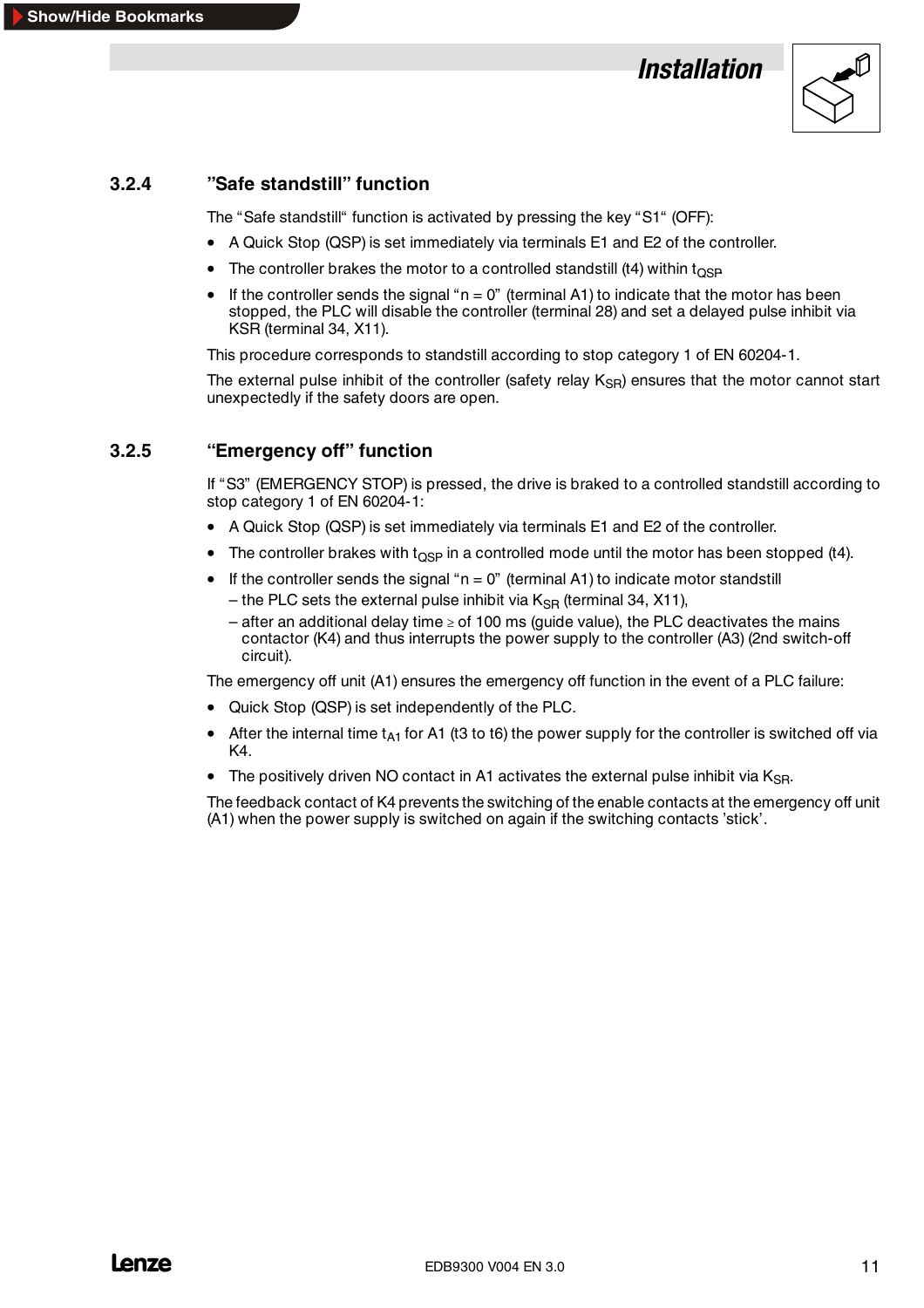### 3.2.4 ”Safe standstill” function

The “Safe standstill“ function is activated by pressing the key “S1“ (OFF):

- A Quick Stop (QSP) is set immediately via terminals E1 and E2 of the controller.
- The controller brakes the motor to a controlled standstill (t4) within $t_{QSP}$.
- If the controller sends the signal “n = 0” (terminal A1) to indicate that the motor has been stopped, the PLC will disable the controller (terminal 28) and set a delayed pulse inhibit via KSR (terminal 34, X11).

This procedure corresponds to standstill according to stop category 1 of EN 60204-1.

The external pulse inhibit of the controller (safety relay $K_{SR}$) ensures that the motor cannot start unexpectedly if the safety doors are open.

### 3.2.5 “Emergency off” function

If “S3” (EMERGENCY STOP) is pressed, the drive is braked to a controlled standstill according to stop category 1 of EN 60204-1:

- A Quick Stop (QSP) is set immediately via terminals E1 and E2 of the controller.
- The controller brakes with $t_{QSP}$ in a controlled mode until the motor has been stopped (t4).
- If the controller sends the signal “n = 0” (terminal A1) to indicate motor standstill
  - the PLC sets the external pulse inhibit via $K_{SR}$ (terminal 34, X11),
  - after an additional delay time ≥ of 100 ms (guide value), the PLC deactivates the mains contactor (K4) and thus interrupts the power supply to the controller (A3) (2nd switch-off circuit).

The emergency off unit (A1) ensures the emergency off function in the event of a PLC failure:

- Quick Stop (QSP) is set independently of the PLC.
- After the internal time $t_{A1}$ for A1 (t3 to t6) the power supply for the controller is switched off via K4.
- The positively driven NO contact in A1 activates the external pulse inhibit via $K_{SR}$.

The feedback contact of K4 prevents the switching of the enable contacts at the emergency off unit (A1) when the power supply is switched on again if the switching contacts ’stick’.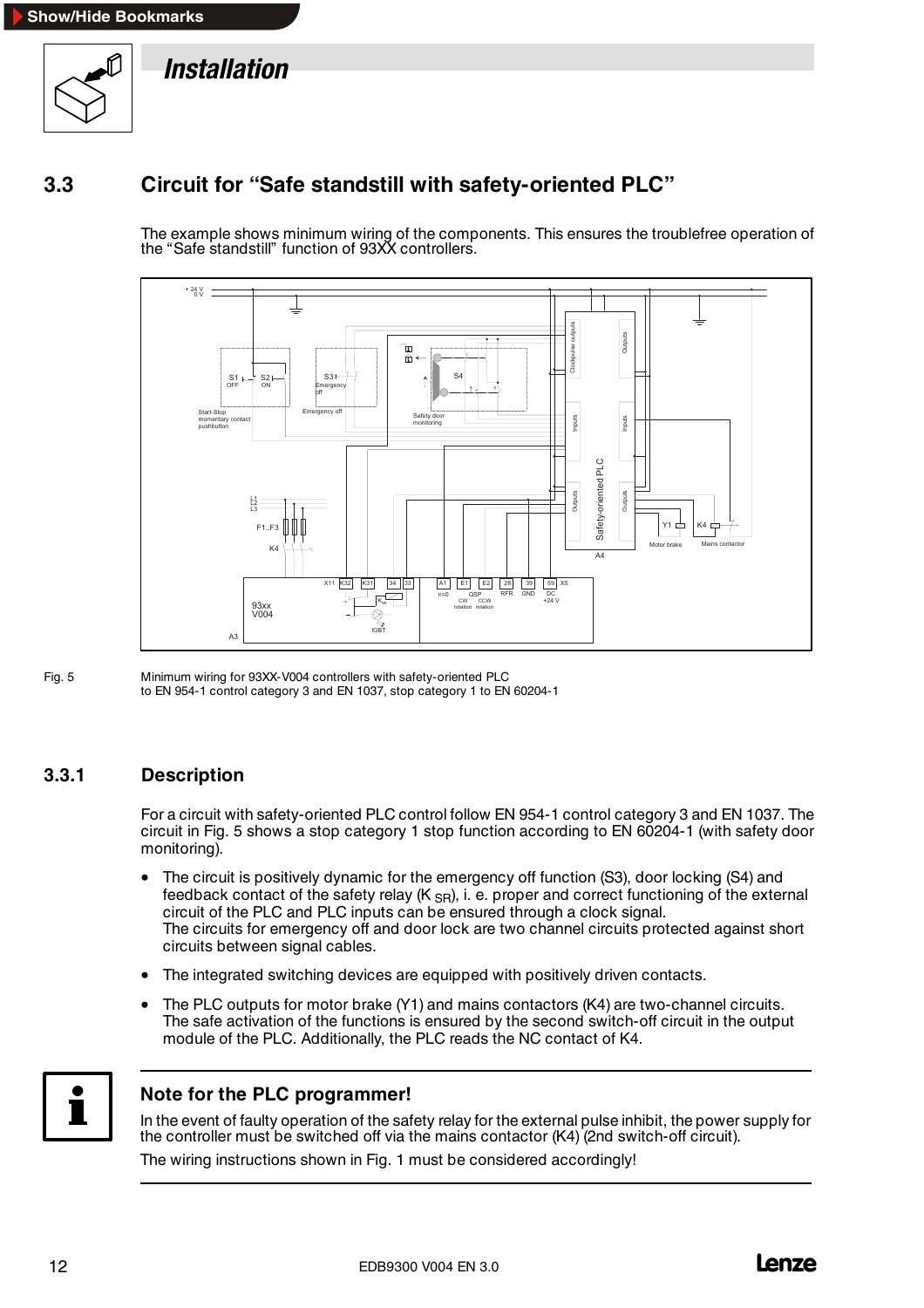# Installation

## 3.3 Circuit for “Safe standstill with safety-oriented PLC”

The example shows minimum wiring of the components. This ensures the troublefree operation of the “Safe standstill” function of 93XX controllers.

Fig. 5 Minimum wiring for 93XX-V004 controllers with safety-oriented PLC to EN 954-1 control category 3 and EN 1037, stop category 1 to EN 60204-1

### 3.3.1 Description

For a circuit with safety-oriented PLC control follow EN 954-1 control category 3 and EN 1037. The circuit in Fig. 5 shows a stop category 1 stop function according to EN 60204-1 (with safety door monitoring).

- The circuit is positively dynamic for the emergency off function (S3), door locking (S4) and feedback contact of the safety relay ($K_{SR}$), i. e. proper and correct functioning of the external circuit of the PLC and PLC inputs can be ensured through a clock signal.
  The circuits for emergency off and door lock are two channel circuits protected against short circuits between signal cables.
- The integrated switching devices are equipped with positively driven contacts.
- The PLC outputs for motor brake (Y1) and mains contactors (K4) are two-channel circuits. The safe activation of the functions is ensured by the second switch-off circuit in the output module of the PLC. Additionally, the PLC reads the NC contact of K4.

**Note for the PLC programmer!**

In the event of faulty operation of the safety relay for the external pulse inhibit, the power supply for the controller must be switched off via the mains contactor (K4) (2nd switch-off circuit).

The wiring instructions shown in Fig. 1 must be considered accordingly!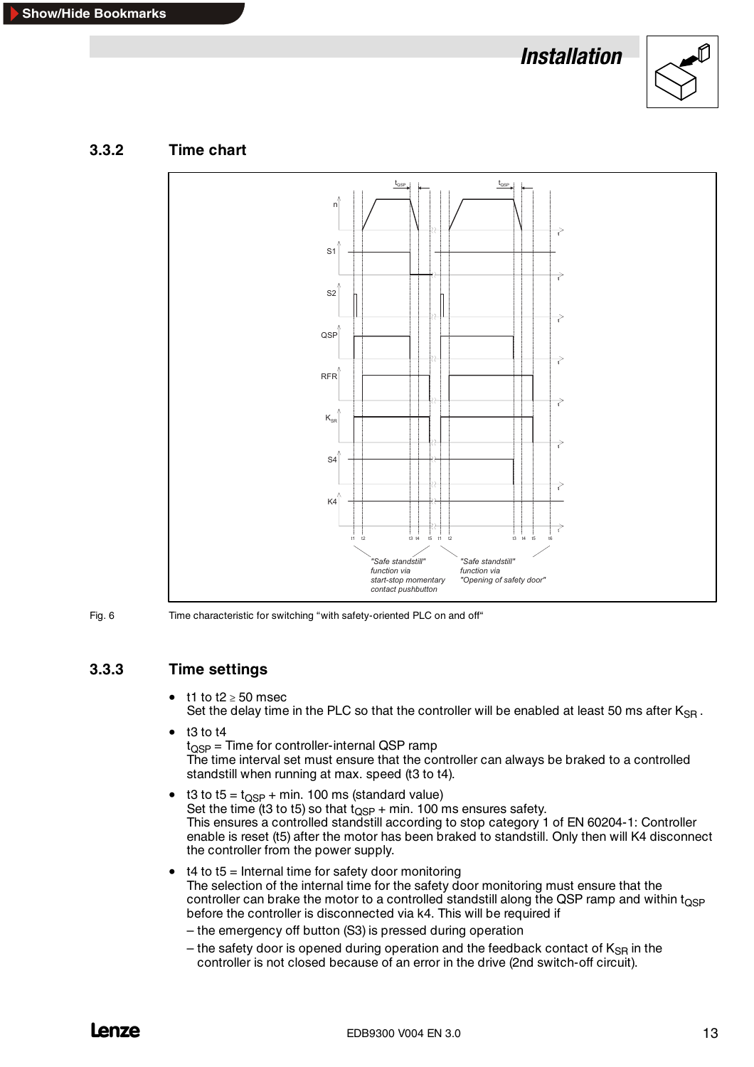### 3.3.2 Time chart

Fig. 6 Time characteristic for switching “with safety-oriented PLC on and off“

### 3.3.3 Time settings

- t1 to t2 ≥ 50 msec
  Set the delay time in the PLC so that the controller will be enabled at least 50 ms after $K_{SR}$ .
- t3 to t4
  $t_{QSP}$ = Time for controller-internal QSP ramp
  The time interval set must ensure that the controller can always be braked to a controlled standstill when running at max. speed (t3 to t4).
- t3 to t5 = $t_{QSP}$ + min. 100 ms (standard value)
  Set the time (t3 to t5) so that $t_{QSP}$ + min. 100 ms ensures safety.
  This ensures a controlled standstill according to stop category 1 of EN 60204-1: Controller enable is reset (t5) after the motor has been braked to standstill. Only then will K4 disconnect the controller from the power supply.
- t4 to t5 = Internal time for safety door monitoring
  The selection of the internal time for the safety door monitoring must ensure that the controller can brake the motor to a controlled standstill along the QSP ramp and within $t_{QSP}$ before the controller is disconnected via k4. This will be required if
  – the emergency off button (S3) is pressed during operation
  – the safety door is opened during operation and the feedback contact of $K_{SR}$ in the controller is not closed because of an error in the drive (2nd switch-off circuit).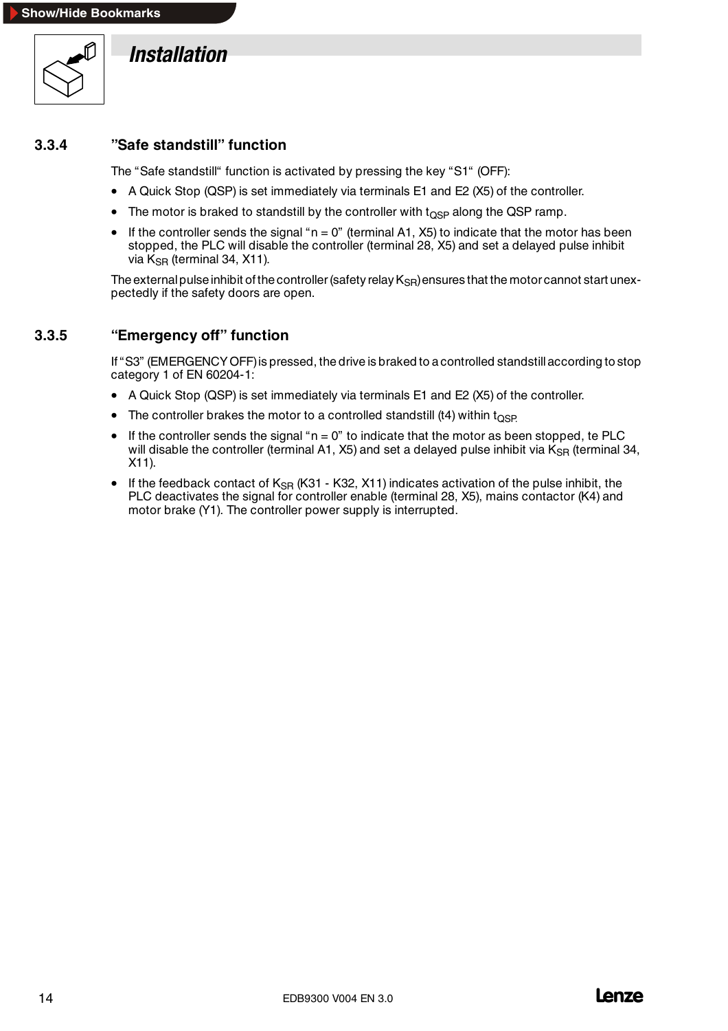# Installation

### 3.3.4 ”Safe standstill” function

The “Safe standstill“ function is activated by pressing the key “S1“ (OFF):

- A Quick Stop (QSP) is set immediately via terminals E1 and E2 (X5) of the controller.
- The motor is braked to standstill by the controller with $t_{QSP}$ along the QSP ramp.
- If the controller sends the signal “n = 0” (terminal A1, X5) to indicate that the motor has been stopped, the PLC will disable the controller (terminal 28, X5) and set a delayed pulse inhibit via $K_{SR}$ (terminal 34, X11).

The external pulse inhibit of the controller (safety relay $K_{SR}$) ensures that the motor cannot start unexpectedly if the safety doors are open.

### 3.3.5 “Emergency off” function

If “S3” (EMERGENCY OFF) is pressed, the drive is braked to a controlled standstill according to stop category 1 of EN 60204-1:

- A Quick Stop (QSP) is set immediately via terminals E1 and E2 (X5) of the controller.
- The controller brakes the motor to a controlled standstill (t4) within $t_{QSP}$.
- If the controller sends the signal “n = 0” to indicate that the motor as been stopped, te PLC will disable the controller (terminal A1, X5) and set a delayed pulse inhibit via $K_{SR}$ (terminal 34, X11).
- If the feedback contact of $K_{SR}$ (K31 - K32, X11) indicates activation of the pulse inhibit, the PLC deactivates the signal for controller enable (terminal 28, X5), mains contactor (K4) and motor brake (Y1). The controller power supply is interrupted.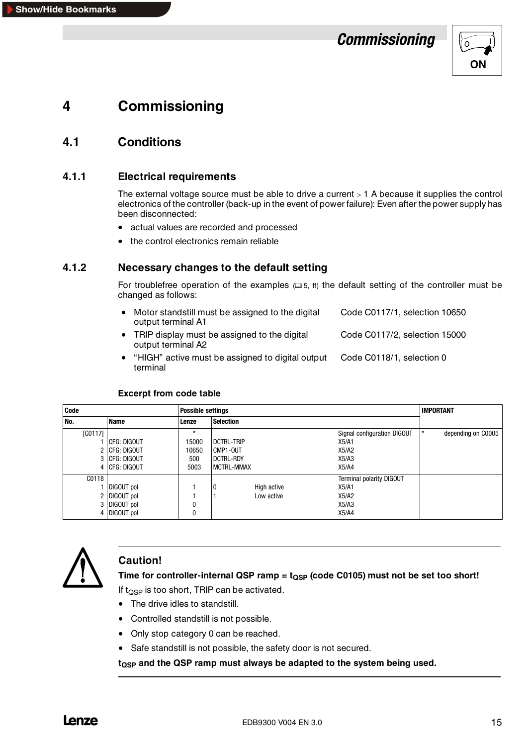# 4 Commissioning

## 4.1 Conditions

### 4.1.1 Electrical requirements

The external voltage source must be able to drive a current > 1 A because it supplies the control electronics of the controller (back-up in the event of power failure): Even after the power supply has been disconnected:

- actual values are recorded and processed
- the control electronics remain reliable

### 4.1.2 Necessary changes to the default setting

For troublefree operation of the examples (□ 5, ff) the default setting of the controller must be changed as follows:

- Motor standstill must be assigned to the digital output terminal A1 — Code C0117/1, selection 10650
- TRIP display must be assigned to the digital output terminal A2 — Code C0117/2, selection 15000
- "HIGH" active must be assigned to digital output terminal — Code C0118/1, selection 0

**Excerpt from code table**

| Code | | Possible settings | | | IMPORTANT |
|---|---|---|---|---|---|
| **No.** | **Name** | **Lenze** | **Selection** | | |
| [C0117] | | * | | Signal configuration DIGOUT | * depending on C0005 |
| 1 | CFG: DIGOUT | 15000 | DCTRL-TRIP | X5/A1 | |
| 2 | CFG: DIGOUT | 10650 | CMP1-OUT | X5/A2 | |
| 3 | CFG: DIGOUT | 500 | DCTRL-RDY | X5/A3 | |
| 4 | CFG: DIGOUT | 5003 | MCTRL-MMAX | X5/A4 | |
| C0118 | | | | Terminal polarity DIGOUT | |
| 1 | DIGOUT pol | 1 | 0 High active | X5/A1 | |
| 2 | DIGOUT pol | 1 | 1 Low active | X5/A2 | |
| 3 | DIGOUT pol | 0 | | X5/A3 | |
| 4 | DIGOUT pol | 0 | | X5/A4 | |

**Caution!**

**Time for controller-internal QSP ramp = $t_{QSP}$ (code C0105) must not be set too short!**

If $t_{QSP}$ is too short, TRIP can be activated.

- The drive idles to standstill.
- Controlled standstill is not possible.
- Only stop category 0 can be reached.
- Safe standstill is not possible, the safety door is not secured.

**$t_{QSP}$ and the QSP ramp must always be adapted to the system being used.**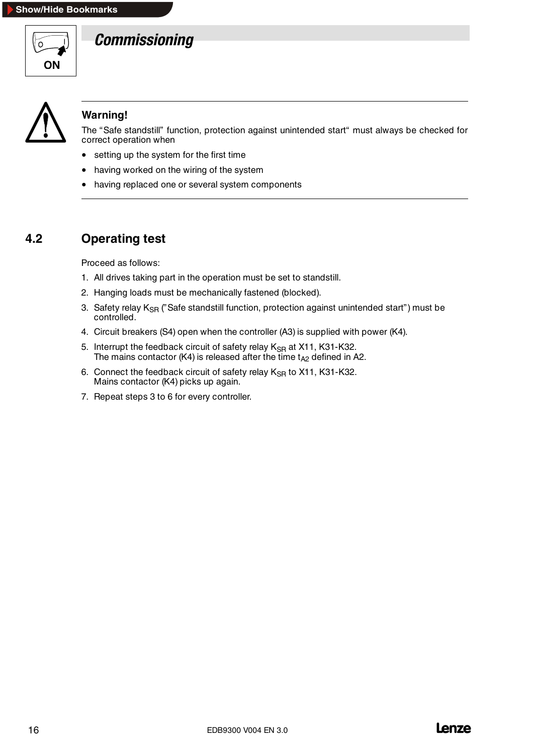# Commissioning

**Warning!**

The “Safe standstill” function, protection against unintended start“ must always be checked for correct operation when

- setting up the system for the first time
- having worked on the wiring of the system
- having replaced one or several system components

## 4.2 Operating test

Proceed as follows:

1. All drives taking part in the operation must be set to standstill.
2. Hanging loads must be mechanically fastened (blocked).
3. Safety relay $K_{SR}$ (”Safe standstill function, protection against unintended start”) must be controlled.
4. Circuit breakers (S4) open when the controller (A3) is supplied with power (K4).
5. Interrupt the feedback circuit of safety relay $K_{SR}$ at X11, K31-K32.
   The mains contactor (K4) is released after the time $t_{A2}$ defined in A2.
6. Connect the feedback circuit of safety relay $K_{SR}$ to X11, K31-K32.
   Mains contactor (K4) picks up again.
7. Repeat steps 3 to 6 for every controller.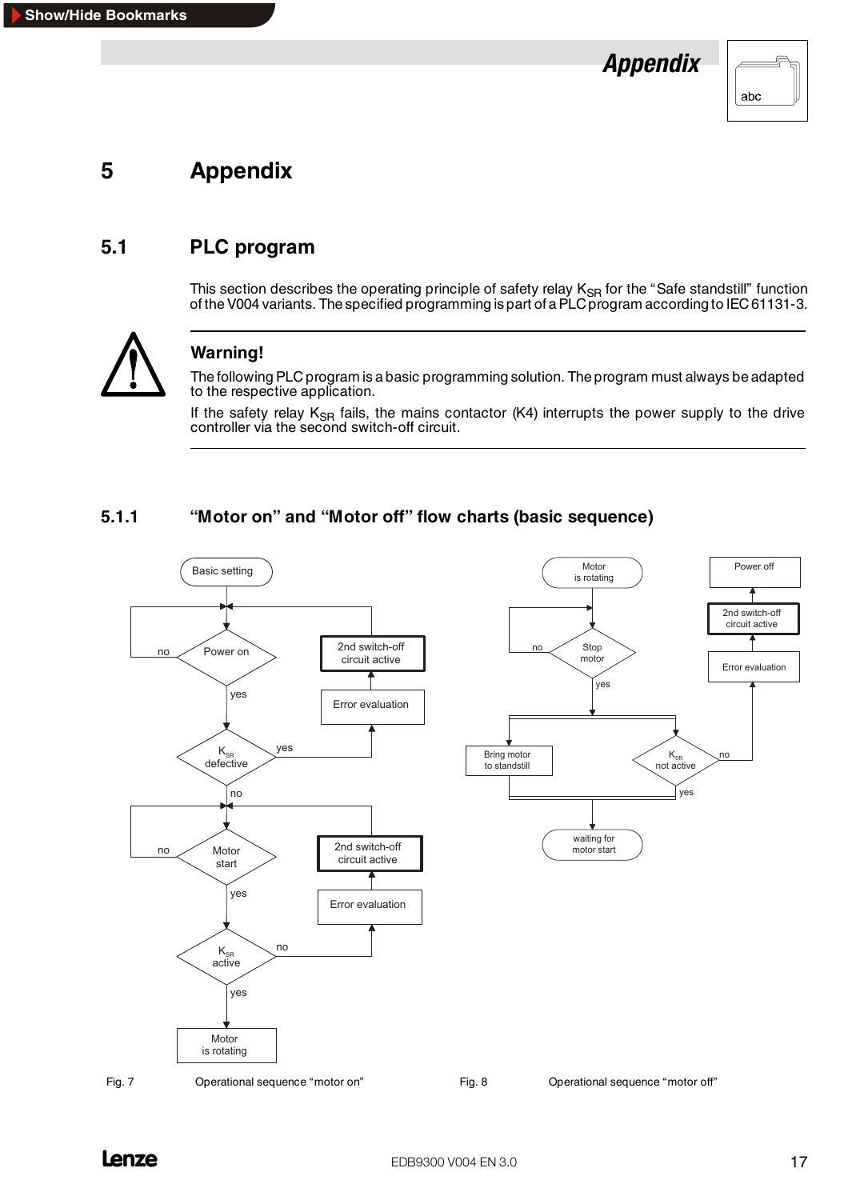# 5 Appendix

## 5.1 PLC program

This section describes the operating principle of safety relay $K_{SR}$ for the "Safe standstill" function of the V004 variants. The specified programming is part of a PLC program according to IEC 61131-3.

**Warning!**

The following PLC program is a basic programming solution. The program must always be adapted to the respective application.

If the safety relay $K_{SR}$ fails, the mains contactor (K4) interrupts the power supply to the drive controller via the second switch-off circuit.

### 5.1.1 "Motor on" and "Motor off" flow charts (basic sequence)

Basic setting

Power on (no / yes)

$K_{SR}$ defective (yes → Error evaluation → 2nd switch-off circuit active; no)

Motor start (no / yes)

$K_{SR}$ active (no → Error evaluation → 2nd switch-off circuit active; yes)

Motor is rotating

Fig. 7 Operational sequence "motor on"

Motor is rotating

Stop motor (no / yes)

Bring motor to standstill

$K_{SR}$ not active (no → Error evaluation → 2nd switch-off circuit active → Power off; yes)

waiting for motor start

Fig. 8 Operational sequence "motor off"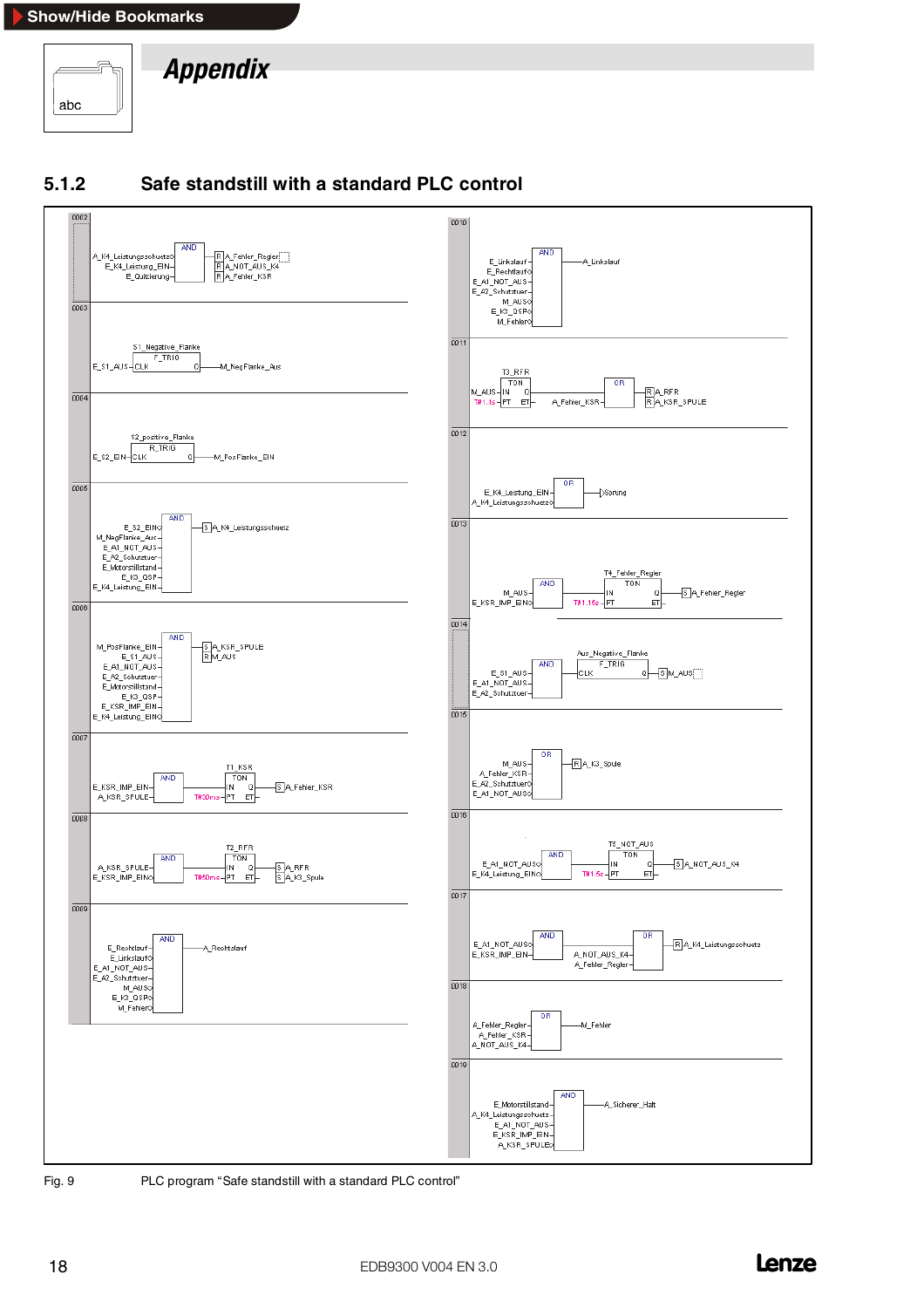## 5.1.2 Safe standstill with a standard PLC control

**0002**

AND: A_K4_Leistungsschuetz (negated), E_K4_Leistung_EIN, E_Quittierung → R A_Fehler_Regler; R A_NOT_AUS_K4; R A_Fehler_KSR

**0003**

S1_Negative_Flanke (F_TRIG): E_S1_AUS → CLK; Q → M_NegFlanke_Aus

**0004**

S2_positive_Flanke (R_TRIG): E_S2_EIN → CLK; Q → M_PosFlanke_EIN

**0005**

AND: E_S2_EIN (negated), M_NegFlanke_Aus, E_A1_NOT_AUS, E_A2_Schutztuer, E_Motorstillstand, E_K3_QSP, E_K4_Leistung_EIN → S A_K4_Leistungsschuetz

**0006**

AND: M_PosFlanke_EIN, E_S1_AUS, E_A1_NOT_AUS, E_A2_Schutztuer, E_Motorstillstand, E_K3_QSP, E_KSR_IMP_EIN, E_K4_Leistung_EIN (negated) → S A_KSR_SPULE; R M_AUS

**0007**

AND: E_KSR_IMP_EIN, A_KSR_SPULE → T1_KSR (TON) IN; PT: T#30ms → Q → S A_Fehler_KSR

**0008**

AND: A_KSR_SPULE, E_KSR_IMP_EIN (negated) → T2_RFR (TON) IN; PT: T#50ms → Q → S A_RFR; S A_K3_Spule

**0009**

AND: E_Rechtslauf, E_Linkslauf (negated), E_A1_NOT_AUS, E_A2_Schutztuer, M_AUS (negated), E_K3_QSP, M_Fehler (negated) → A_Rechtslauf

**0010**

AND: E_Linkslauf, E_Rechtslauf (negated), E_A1_NOT_AUS, E_A2_Schutztuer, M_AUS (negated), E_K3_QSP, M_Fehler (negated) → A_Linkslauf

**0011**

T3_RFR (TON): M_AUS → IN; PT: T#1.1s; Q, A_Fehler_KSR → OR → R A_RFR; R A_KSR_SPULE

**0012**

OR: E_K4_Lestung_EIN, A_K4_Leistungsschuetz (negated) → Sprung

**0013**

AND: M_AUS, E_KSR_IMP_EIN (negated) → T4_Fehler_Regler (TON) IN; PT: T#1.15s → Q → S A_Fehler_Regler

**0014**

AND: E_S1_AUS, E_A1_NOT_AUS, E_A2_Schutztuer → Aus_Negative_Flanke (F_TRIG) CLK; Q → S M_AUS

**0015**

OR: M_AUS, A_Fehler_KSR, E_A2_Schutztuer (negated), E_A1_NOT_AUS (negated) → R A_K3_Spule

**0016**

AND: E_A1_NOT_AUS (negated), E_K4_Leistung_EIN (negated) → T3_NOT_AUS (TON) IN; PT: T#1.5s → Q → S A_NOT_AUS_K4

**0017**

AND: E_A1_NOT_AUS (negated), E_KSR_IMP_EIN; OR with A_NOT_AUS_K4, A_Fehler_Regler → R A_K4_Leistungsschuetz

**0018**

OR: A_Fehler_Regler, A_Fehler_KSR, A_NOT_AUS_K4 → M_Fehler

**0019**

AND: E_Motorstillstand, A_K4_Leistungsschuetz, E_A1_NOT_AUS, E_KSR_IMP_EIN, A_KSR_SPULE (negated) → A_Sicherer_Halt

Fig. 9 PLC program "Safe standstill with a standard PLC control"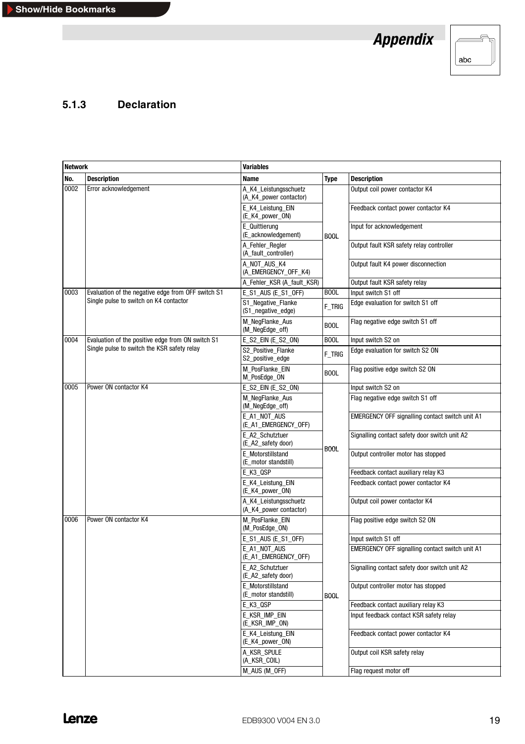### 5.1.3 Declaration

| Network | | Variables | | |
|---|---|---|---|---|
| No. | Description | Name | Type | Description |
| 0002 | Error acknowledgement | A_K4_Leistungsschuetz (A_K4_power contactor) | BOOL | Output coil power contactor K4 |
| | | E_K4_Leistung_EIN (E_K4_power_ON) | | Feedback contact power contactor K4 |
| | | E_Quittierung (E_acknowledgement) | | Input for acknowledgement |
| | | A_Fehler_Regler (A_fault_controller) | | Output fault KSR safety relay controller |
| | | A_NOT_AUS_K4 (A_EMERGENCY_OFF_K4) | | Output fault K4 power disconnection |
| | | A_Fehler_KSR (A_fault_KSR) | | Output fault KSR safety relay |
| 0003 | Evaluation of the negative edge from OFF switch S1 Single pulse to switch on K4 contactor | E_S1_AUS (E_S1_OFF) | BOOL | Input switch S1 off |
| | | S1_Negative_Flanke (S1_negative_edge) | F_TRIG | Edge evaluation for switch S1 off |
| | | M_NegFlanke_Aus (M_NegEdge_off) | BOOL | Flag negative edge switch S1 off |
| 0004 | Evaluation of the positive edge from ON switch S1 Single pulse to switch the KSR safety relay | E_S2_EIN (E_S2_ON) | BOOL | Input switch S2 on |
| | | S2_Positive_Flanke S2_positive_edge | F_TRIG | Edge evaluation for switch S2 ON |
| | | M_PosFlanke_EIN M_PosEdge_ON | BOOL | Flag positive edge switch S2 ON |
| 0005 | Power ON contactor K4 | E_S2_EIN (E_S2_ON) | BOOL | Input switch S2 on |
| | | M_NegFlanke_Aus (M_NegEdge_off) | | Flag negative edge switch S1 off |
| | | E_A1_NOT_AUS (E_A1_EMERGENCY_OFF) | | EMERGENCY OFF signalling contact switch unit A1 |
| | | E_A2_Schutztuer (E_A2_safety door) | | Signalling contact safety door switch unit A2 |
| | | E_Motorstillstand (E_motor standstill) | | Output controller motor has stopped |
| | | E_K3_QSP | | Feedback contact auxiliary relay K3 |
| | | E_K4_Leistung_EIN (E_K4_power_ON) | | Feedback contact power contactor K4 |
| | | A_K4_Leistungsschuetz (A_K4_power contactor) | | Output coil power contactor K4 |
| 0006 | Power ON contactor K4 | M_PosFlanke_EIN (M_PosEdge_ON) | BOOL | Flag positive edge switch S2 ON |
| | | E_S1_AUS (E_S1_OFF) | | Input switch S1 off |
| | | E_A1_NOT_AUS (E_A1_EMERGENCY_OFF) | | EMERGENCY OFF signalling contact switch unit A1 |
| | | E_A2_Schutztuer (E_A2_safety door) | | Signalling contact safety door switch unit A2 |
| | | E_Motorstillstand (E_motor standstill) | | Output controller motor has stopped |
| | | E_K3_QSP | | Feedback contact auxiliary relay K3 |
| | | E_KSR_IMP_EIN (E_KSR_IMP_ON) | | Input feedback contact KSR safety relay |
| | | E_K4_Leistung_EIN (E_K4_power_ON) | | Feedback contact power contactor K4 |
| | | A_KSR_SPULE (A_KSR_COIL) | | Output coil KSR safety relay |
| | | M_AUS (M_OFF) | | Flag request motor off |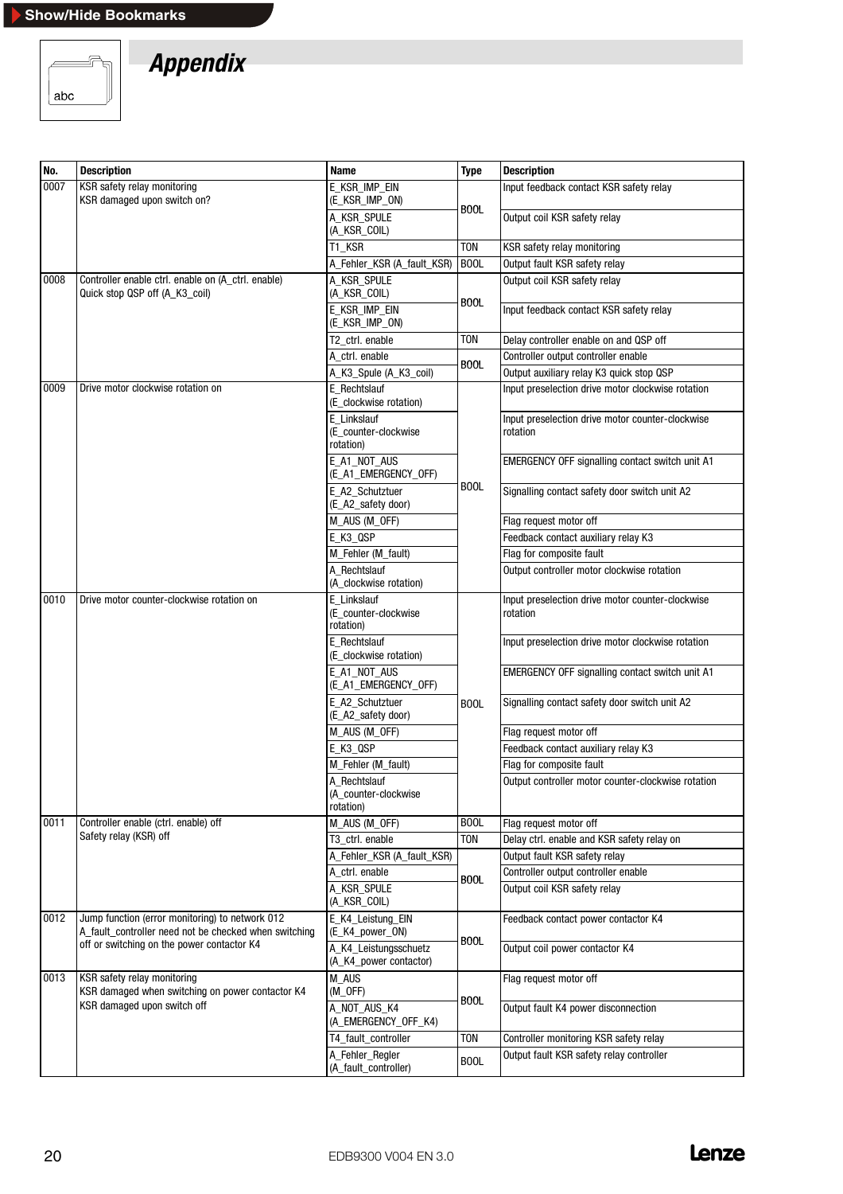# Appendix

| No. | Description | Name | Type | Description |
|---|---|---|---|---|
| 0007 | KSR safety relay monitoring<br>KSR damaged upon switch on? | E_KSR_IMP_EIN (E_KSR_IMP_ON) | BOOL | Input feedback contact KSR safety relay |
| | | A_KSR_SPULE (A_KSR_COIL) | | Output coil KSR safety relay |
| | | T1_KSR | TON | KSR safety relay monitoring |
| | | A_Fehler_KSR (A_fault_KSR) | BOOL | Output fault KSR safety relay |
| 0008 | Controller enable ctrl. enable on (A_ctrl. enable)<br>Quick stop QSP off (A_K3_coil) | A_KSR_SPULE (A_KSR_COIL) | BOOL | Output coil KSR safety relay |
| | | E_KSR_IMP_EIN (E_KSR_IMP_ON) | | Input feedback contact KSR safety relay |
| | | T2_ctrl. enable | TON | Delay controller enable on and QSP off |
| | | A_ctrl. enable | BOOL | Controller output controller enable |
| | | A_K3_Spule (A_K3_coil) | | Output auxiliary relay K3 quick stop QSP |
| 0009 | Drive motor clockwise rotation on | E_Rechtslauf (E_clockwise rotation) | BOOL | Input preselection drive motor clockwise rotation |
| | | E_Linkslauf (E_counter-clockwise rotation) | | Input preselection drive motor counter-clockwise rotation |
| | | E_A1_NOT_AUS (E_A1_EMERGENCY_OFF) | | EMERGENCY OFF signalling contact switch unit A1 |
| | | E_A2_Schutztuer (E_A2_safety door) | | Signalling contact safety door switch unit A2 |
| | | M_AUS (M_OFF) | | Flag request motor off |
| | | E_K3_QSP | | Feedback contact auxiliary relay K3 |
| | | M_Fehler (M_fault) | | Flag for composite fault |
| | | A_Rechtslauf (A_clockwise rotation) | | Output controller motor clockwise rotation |
| 0010 | Drive motor counter-clockwise rotation on | E_Linkslauf (E_counter-clockwise rotation) | BOOL | Input preselection drive motor counter-clockwise rotation |
| | | E_Rechtslauf (E_clockwise rotation) | | Input preselection drive motor clockwise rotation |
| | | E_A1_NOT_AUS (E_A1_EMERGENCY_OFF) | | EMERGENCY OFF signalling contact switch unit A1 |
| | | E_A2_Schutztuer (E_A2_safety door) | | Signalling contact safety door switch unit A2 |
| | | M_AUS (M_OFF) | | Flag request motor off |
| | | E_K3_QSP | | Feedback contact auxiliary relay K3 |
| | | M_Fehler (M_fault) | | Flag for composite fault |
| | | A_Rechtslauf (A_counter-clockwise rotation) | | Output controller motor counter-clockwise rotation |
| 0011 | Controller enable (ctrl. enable) off<br>Safety relay (KSR) off | M_AUS (M_OFF) | BOOL | Flag request motor off |
| | | T3_ctrl. enable | TON | Delay ctrl. enable and KSR safety relay on |
| | | A_Fehler_KSR (A_fault_KSR) | BOOL | Output fault KSR safety relay |
| | | A_ctrl. enable | | Controller output controller enable |
| | | A_KSR_SPULE (A_KSR_COIL) | | Output coil KSR safety relay |
| 0012 | Jump function (error monitoring) to network 012<br>A_fault_controller need not be checked when switching off or switching on the power contactor K4 | E_K4_Leistung_EIN (E_K4_power_ON) | BOOL | Feedback contact power contactor K4 |
| | | A_K4_Leistungsschuetz (A_K4_power contactor) | | Output coil power contactor K4 |
| 0013 | KSR safety relay monitoring<br>KSR damaged when switching on power contactor K4<br>KSR damaged upon switch off | M_AUS (M_OFF) | BOOL | Flag request motor off |
| | | A_NOT_AUS_K4 (A_EMERGENCY_OFF_K4) | | Output fault K4 power disconnection |
| | | T4_fault_controller | TON | Controller monitoring KSR safety relay |
| | | A_Fehler_Regler (A_fault_controller) | BOOL | Output fault KSR safety relay controller |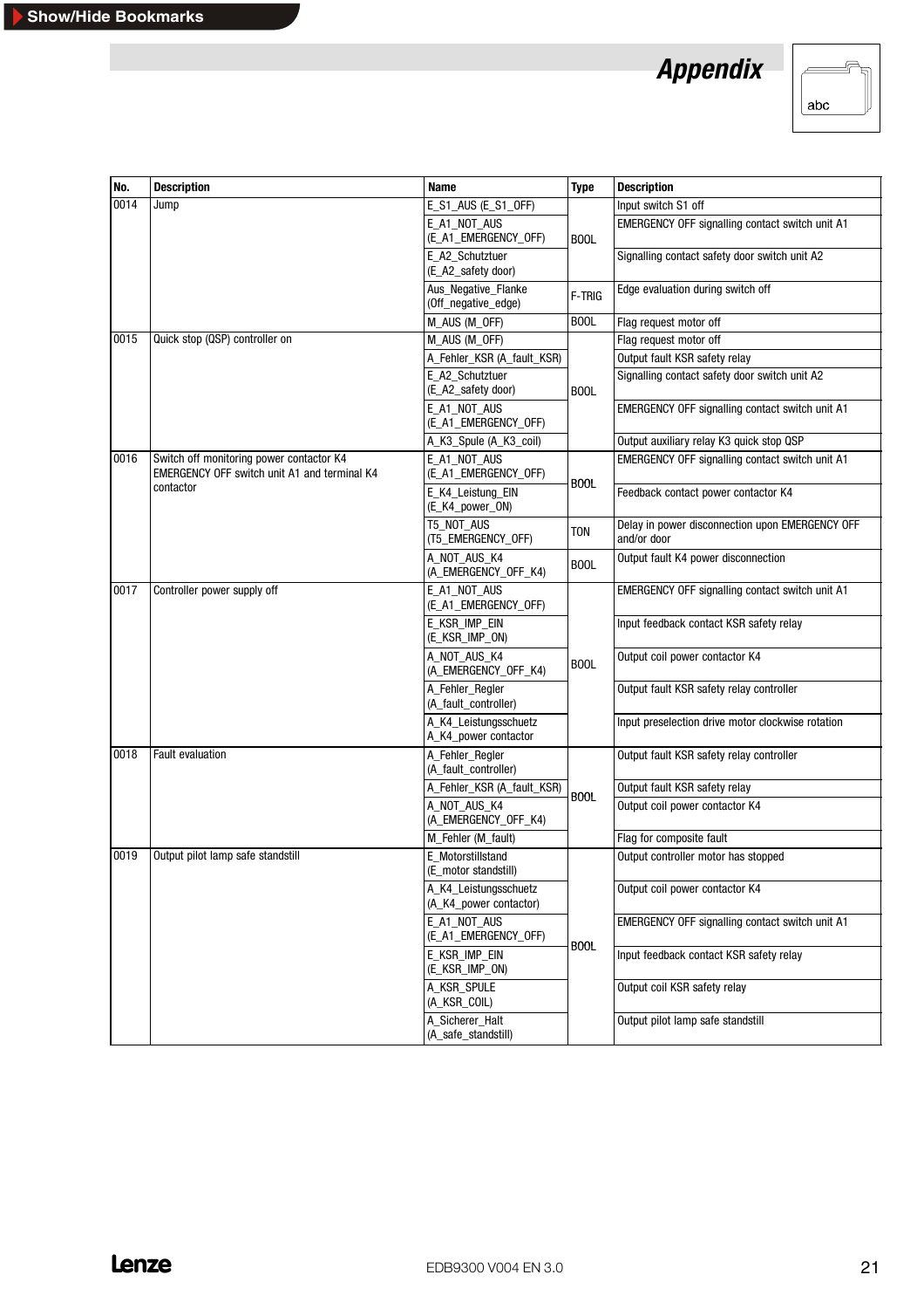# Appendix

| No. | Description | Name | Type | Description |
|---|---|---|---|---|
| 0014 | Jump | E_S1_AUS (E_S1_OFF) | BOOL | Input switch S1 off |
| | | E_A1_NOT_AUS (E_A1_EMERGENCY_OFF) | BOOL | EMERGENCY OFF signalling contact switch unit A1 |
| | | E_A2_Schutztuer (E_A2_safety door) | BOOL | Signalling contact safety door switch unit A2 |
| | | Aus_Negative_Flanke (Off_negative_edge) | F-TRIG | Edge evaluation during switch off |
| | | M_AUS (M_OFF) | BOOL | Flag request motor off |
| 0015 | Quick stop (QSP) controller on | M_AUS (M_OFF) | BOOL | Flag request motor off |
| | | A_Fehler_KSR (A_fault_KSR) | BOOL | Output fault KSR safety relay |
| | | E_A2_Schutztuer (E_A2_safety door) | BOOL | Signalling contact safety door switch unit A2 |
| | | E_A1_NOT_AUS (E_A1_EMERGENCY_OFF) | BOOL | EMERGENCY OFF signalling contact switch unit A1 |
| | | A_K3_Spule (A_K3_coil) | BOOL | Output auxiliary relay K3 quick stop QSP |
| 0016 | Switch off monitoring power contactor K4 EMERGENCY OFF switch unit A1 and terminal K4 contactor | E_A1_NOT_AUS (E_A1_EMERGENCY_OFF) | BOOL | EMERGENCY OFF signalling contact switch unit A1 |
| | | E_K4_Leistung_EIN (E_K4_power_ON) | BOOL | Feedback contact power contactor K4 |
| | | T5_NOT_AUS (T5_EMERGENCY_OFF) | TON | Delay in power disconnection upon EMERGENCY OFF and/or door |
| | | A_NOT_AUS_K4 (A_EMERGENCY_OFF_K4) | BOOL | Output fault K4 power disconnection |
| 0017 | Controller power supply off | E_A1_NOT_AUS (E_A1_EMERGENCY_OFF) | BOOL | EMERGENCY OFF signalling contact switch unit A1 |
| | | E_KSR_IMP_EIN (E_KSR_IMP_ON) | BOOL | Input feedback contact KSR safety relay |
| | | A_NOT_AUS_K4 (A_EMERGENCY_OFF_K4) | BOOL | Output coil power contactor K4 |
| | | A_Fehler_Regler (A_fault_controller) | BOOL | Output fault KSR safety relay controller |
| | | A_K4_Leistungsschuetz A_K4_power contactor | BOOL | Input preselection drive motor clockwise rotation |
| 0018 | Fault evaluation | A_Fehler_Regler (A_fault_controller) | BOOL | Output fault KSR safety relay controller |
| | | A_Fehler_KSR (A_fault_KSR) | BOOL | Output fault KSR safety relay |
| | | A_NOT_AUS_K4 (A_EMERGENCY_OFF_K4) | BOOL | Output coil power contactor K4 |
| | | M_Fehler (M_fault) | BOOL | Flag for composite fault |
| 0019 | Output pilot lamp safe standstill | E_Motorstillstand (E_motor standstill) | BOOL | Output controller motor has stopped |
| | | A_K4_Leistungsschuetz (A_K4_power contactor) | BOOL | Output coil power contactor K4 |
| | | E_A1_NOT_AUS (E_A1_EMERGENCY_OFF) | BOOL | EMERGENCY OFF signalling contact switch unit A1 |
| | | E_KSR_IMP_EIN (E_KSR_IMP_ON) | BOOL | Input feedback contact KSR safety relay |
| | | A_KSR_SPULE (A_KSR_COIL) | BOOL | Output coil KSR safety relay |
| | | A_Sicherer_Halt (A_safe_standstill) | BOOL | Output pilot lamp safe standstill |

EDB9300 V004 EN 3.0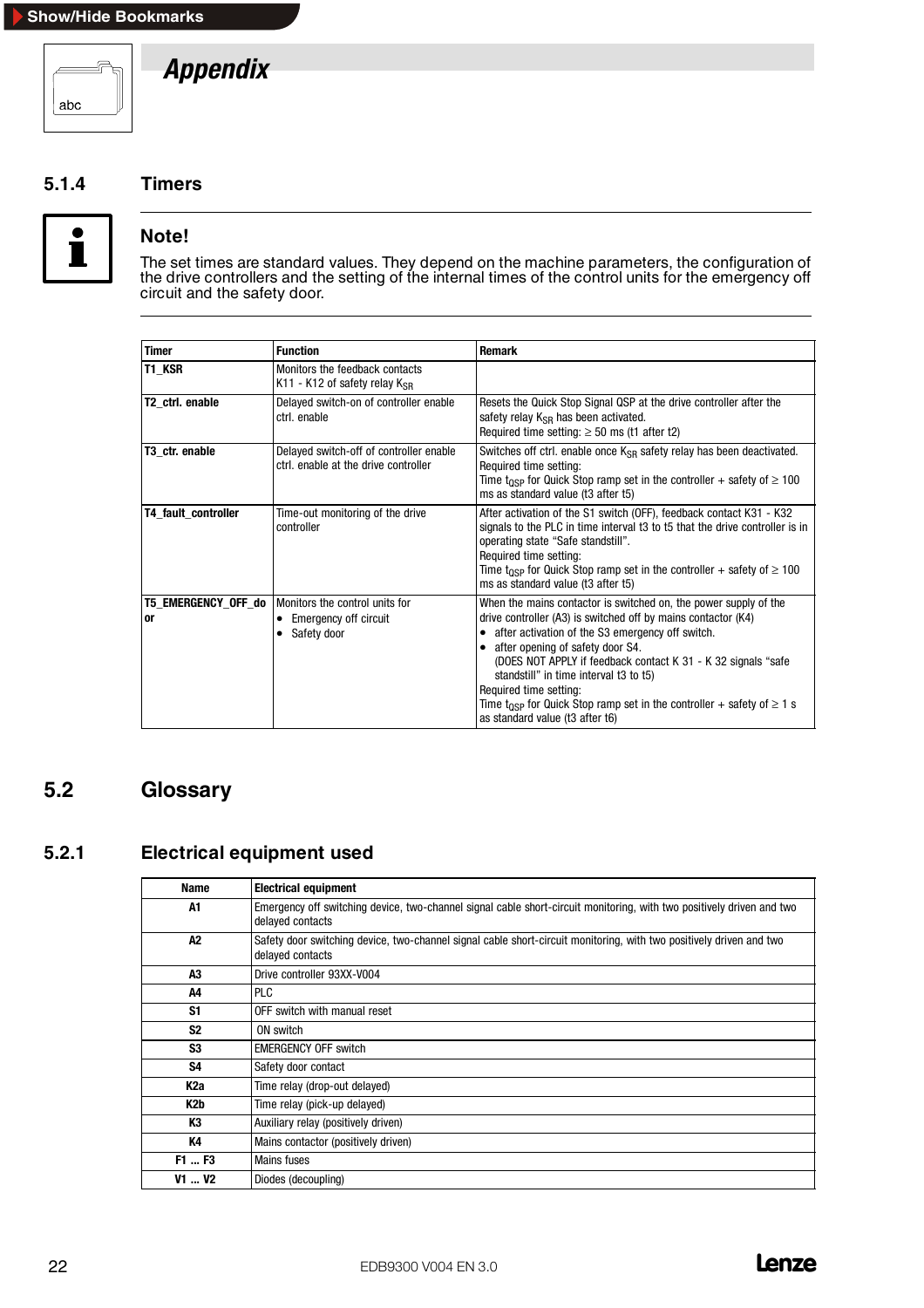# Appendix

## 5.1.4 Timers

**Note!**

The set times are standard values. They depend on the machine parameters, the configuration of the drive controllers and the setting of the internal times of the control units for the emergency off circuit and the safety door.

| Timer | Function | Remark |
|---|---|---|
| **T1_KSR** | Monitors the feedback contacts K11 - K12 of safety relay $K_{SR}$ | |
| **T2_ctrl. enable** | Delayed switch-on of controller enable ctrl. enable | Resets the Quick Stop Signal QSP at the drive controller after the safety relay $K_{SR}$ has been activated.<br>Required time setting: ≥ 50 ms (t1 after t2) |
| **T3_ctr. enable** | Delayed switch-off of controller enable ctrl. enable at the drive controller | Switches off ctrl. enable once $K_{SR}$ safety relay has been deactivated.<br>Required time setting:<br>Time $t_{QSP}$ for Quick Stop ramp set in the controller + safety of ≥ 100 ms as standard value (t3 after t5) |
| **T4_fault_controller** | Time-out monitoring of the drive controller | After activation of the S1 switch (OFF), feedback contact K31 - K32 signals to the PLC in time interval t3 to t5 that the drive controller is in operating state "Safe standstill".<br>Required time setting:<br>Time $t_{QSP}$ for Quick Stop ramp set in the controller + safety of ≥ 100 ms as standard value (t3 after t5) |
| **T5_EMERGENCY_OFF_door** | Monitors the control units for<br>• Emergency off circuit<br>• Safety door | When the mains contactor is switched on, the power supply of the drive controller (A3) is switched off by mains contactor (K4)<br>• after activation of the S3 emergency off switch.<br>• after opening of safety door S4.<br>(DOES NOT APPLY if feedback contact K 31 - K 32 signals "safe standstill" in time interval t3 to t5)<br>Required time setting:<br>Time $t_{QSP}$ for Quick Stop ramp set in the controller + safety of ≥ 1 s as standard value (t3 after t6) |

## 5.2 Glossary

### 5.2.1 Electrical equipment used

| Name | Electrical equipment |
|---|---|
| **A1** | Emergency off switching device, two-channel signal cable short-circuit monitoring, with two positively driven and two delayed contacts |
| **A2** | Safety door switching device, two-channel signal cable short-circuit monitoring, with two positively driven and two delayed contacts |
| **A3** | Drive controller 93XX-V004 |
| **A4** | PLC |
| **S1** | OFF switch with manual reset |
| **S2** | ON switch |
| **S3** | EMERGENCY OFF switch |
| **S4** | Safety door contact |
| **K2a** | Time relay (drop-out delayed) |
| **K2b** | Time relay (pick-up delayed) |
| **K3** | Auxiliary relay (positively driven) |
| **K4** | Mains contactor (positively driven) |
| **F1 ... F3** | Mains fuses |
| **V1 ... V2** | Diodes (decoupling) |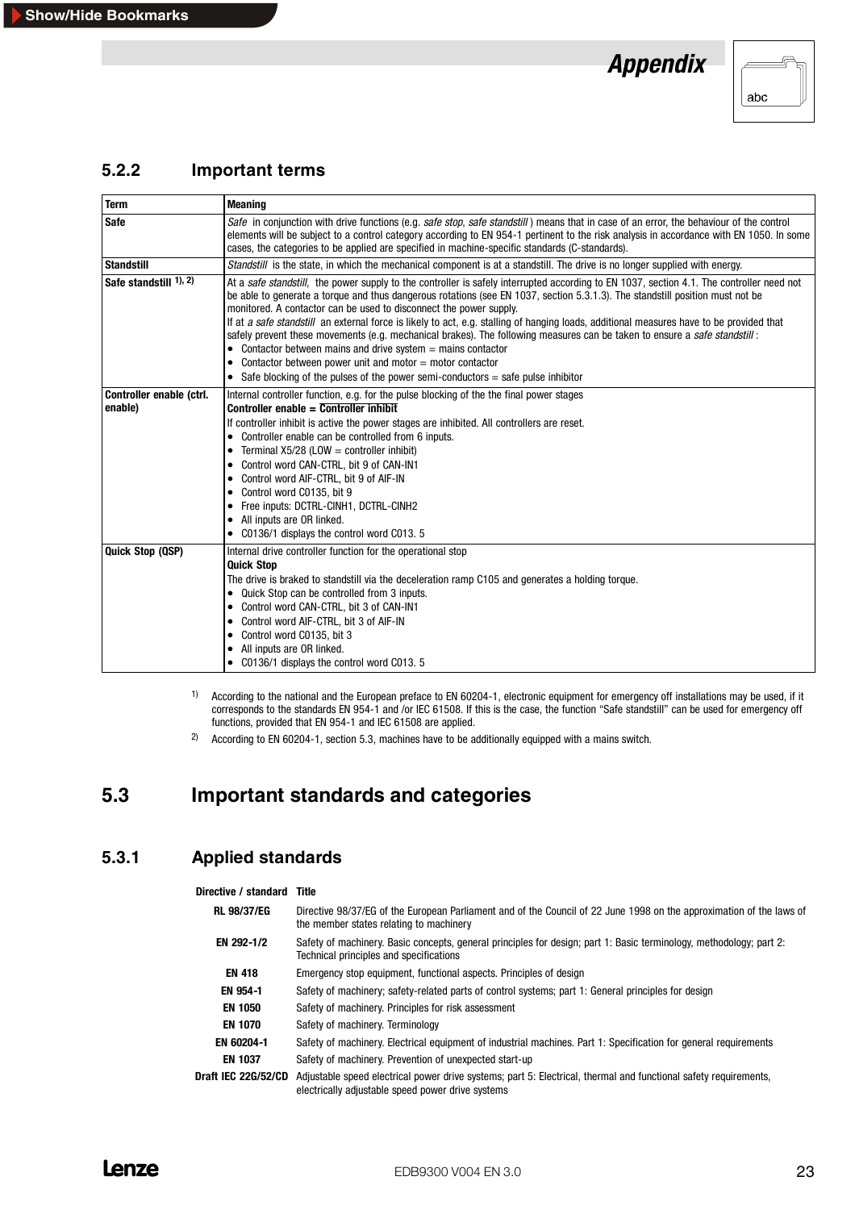### 5.2.2 Important terms

| Term | Meaning |
|---|---|
| **Safe** | *Safe* in conjunction with drive functions (e.g. *safe stop, safe standstill*) means that in case of an error, the behaviour of the control elements will be subject to a control category according to EN 954-1 pertinent to the risk analysis in accordance with EN 1050. In some cases, the categories to be applied are specified in machine-specific standards (C-standards). |
| **Standstill** | *Standstill* is the state, in which the mechanical component is at a standstill. The drive is no longer supplied with energy. |
| **Safe standstill** [1), 2)] | At a *safe standstill,* the power supply to the controller is safely interrupted according to EN 1037, section 4.1. The controller need not be able to generate a torque and thus dangerous rotations (see EN 1037, section 5.3.1.3). The standstill position must not be monitored. A contactor can be used to disconnect the power supply.<br>If at *a safe standstill* an external force is likely to act, e.g. stalling of hanging loads, additional measures have to be provided that safely prevent these movements (e.g. mechanical brakes). The following measures can be taken to ensure a *safe standstill* :<br>• Contactor between mains and drive system = mains contactor<br>• Contactor between power unit and motor = motor contactor<br>• Safe blocking of the pulses of the power semi-conductors = safe pulse inhibitor |
| **Controller enable (ctrl. enable)** | Internal controller function, e.g. for the pulse blocking of the the final power stages<br>**Controller enable = Controller inhibit**<br>If controller inhibit is active the power stages are inhibited. All controllers are reset.<br>• Controller enable can be controlled from 6 inputs.<br>• Terminal X5/28 (LOW = controller inhibit)<br>• Control word CAN-CTRL, bit 9 of CAN-IN1<br>• Control word AIF-CTRL, bit 9 of AIF-IN<br>• Control word C0135, bit 9<br>• Free inputs: DCTRL-CINH1, DCTRL-CINH2<br>• All inputs are OR linked.<br>• C0136/1 displays the control word C013. 5 |
| **Quick Stop (QSP)** | Internal drive controller function for the operational stop<br>**Quick Stop**<br>The drive is braked to standstill via the deceleration ramp C105 and generates a holding torque.<br>• Quick Stop can be controlled from 3 inputs.<br>• Control word CAN-CTRL, bit 3 of CAN-IN1<br>• Control word AIF-CTRL, bit 3 of AIF-IN<br>• Control word C0135, bit 3<br>• All inputs are OR linked.<br>• C0136/1 displays the control word C013. 5 |

1) According to the national and the European preface to EN 60204-1, electronic equipment for emergency off installations may be used, if it corresponds to the standards EN 954-1 and /or IEC 61508. If this is the case, the function “Safe standstill” can be used for emergency off functions, provided that EN 954-1 and IEC 61508 are applied.

2) According to EN 60204-1, section 5.3, machines have to be additionally equipped with a mains switch.

## 5.3 Important standards and categories

### 5.3.1 Applied standards

| Directive / standard | Title |
|---|---|
| **RL 98/37/EG** | Directive 98/37/EG of the European Parliament and of the Council of 22 June 1998 on the approximation of the laws of the member states relating to machinery |
| **EN 292-1/2** | Safety of machinery. Basic concepts, general principles for design; part 1: Basic terminology, methodology; part 2: Technical principles and specifications |
| **EN 418** | Emergency stop equipment, functional aspects. Principles of design |
| **EN 954-1** | Safety of machinery; safety-related parts of control systems; part 1: General principles for design |
| **EN 1050** | Safety of machinery. Principles for risk assessment |
| **EN 1070** | Safety of machinery. Terminology |
| **EN 60204-1** | Safety of machinery. Electrical equipment of industrial machines. Part 1: Specification for general requirements |
| **EN 1037** | Safety of machinery. Prevention of unexpected start-up |
| **Draft IEC 22G/52/CD** | Adjustable speed electrical power drive systems; part 5: Electrical, thermal and functional safety requirements, electrically adjustable speed power drive systems |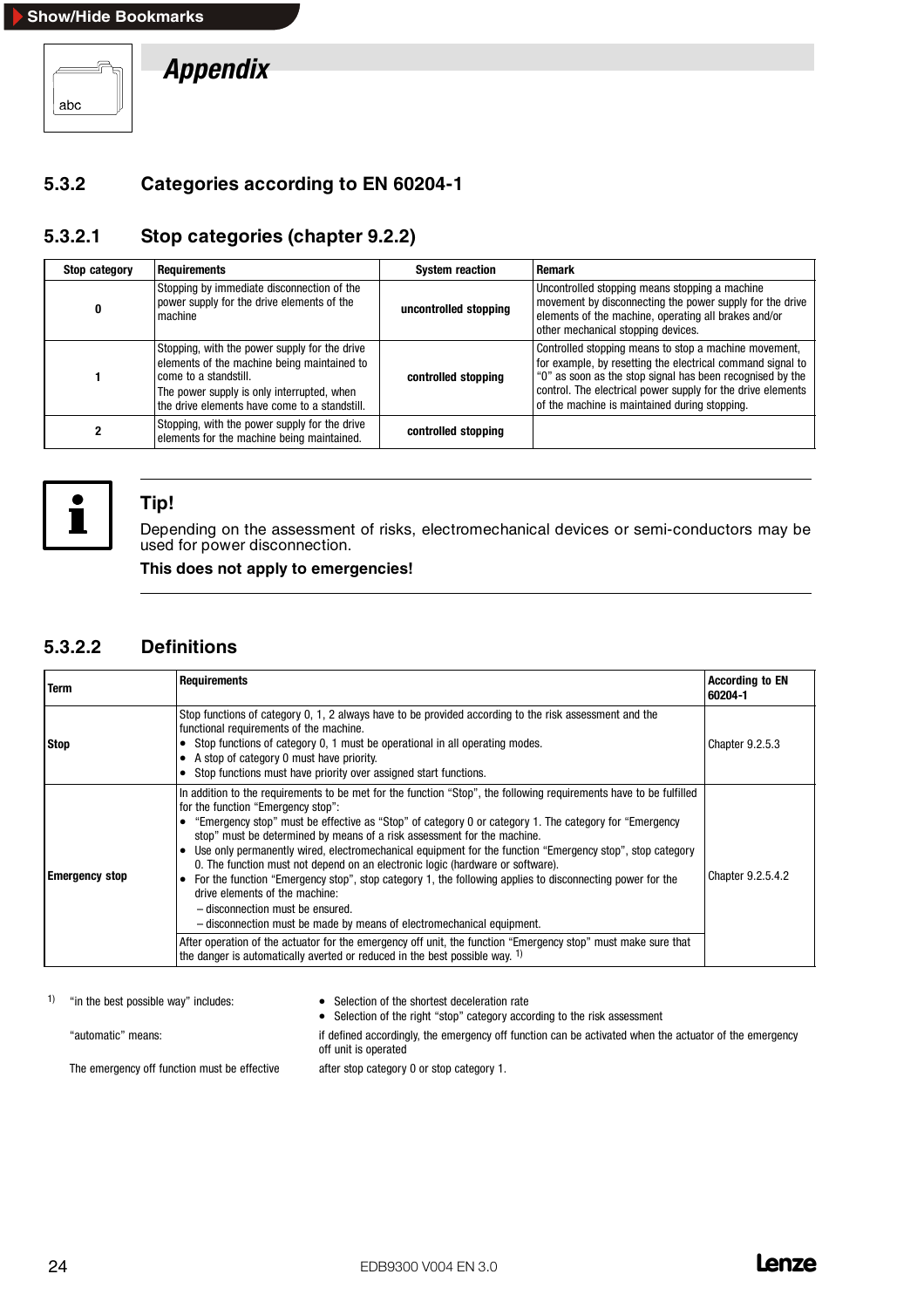# Appendix

## 5.3.2 Categories according to EN 60204-1

### 5.3.2.1 Stop categories (chapter 9.2.2)

| Stop category | Requirements | System reaction | Remark |
|---|---|---|---|
| 0 | Stopping by immediate disconnection of the power supply for the drive elements of the machine | **uncontrolled stopping** | Uncontrolled stopping means stopping a machine movement by disconnecting the power supply for the drive elements of the machine, operating all brakes and/or other mechanical stopping devices. |
| 1 | Stopping, with the power supply for the drive elements of the machine being maintained to come to a standstill. The power supply is only interrupted, when the drive elements have come to a standstill. | **controlled stopping** | Controlled stopping means to stop a machine movement, for example, by resetting the electrical command signal to "0" as soon as the stop signal has been recognised by the control. The electrical power supply for the drive elements of the machine is maintained during stopping. |
| 2 | Stopping, with the power supply for the drive elements for the machine being maintained. | **controlled stopping** | |

**Tip!**

Depending on the assessment of risks, electromechanical devices or semi-conductors may be used for power disconnection.

**This does not apply to emergencies!**

### 5.3.2.2 Definitions

| Term | Requirements | According to EN 60204-1 |
|---|---|---|
| **Stop** | Stop functions of category 0, 1, 2 always have to be provided according to the risk assessment and the functional requirements of the machine.<br>• Stop functions of category 0, 1 must be operational in all operating modes.<br>• A stop of category 0 must have priority.<br>• Stop functions must have priority over assigned start functions. | Chapter 9.2.5.3 |
| **Emergency stop** | In addition to the requirements to be met for the function "Stop", the following requirements have to be fulfilled for the function "Emergency stop":<br>• "Emergency stop" must be effective as "Stop" of category 0 or category 1. The category for "Emergency stop" must be determined by means of a risk assessment for the machine.<br>• Use only permanently wired, electromechanical equipment for the function "Emergency stop", stop category 0. The function must not depend on an electronic logic (hardware or software).<br>• For the function "Emergency stop", stop category 1, the following applies to disconnecting power for the drive elements of the machine:<br>– disconnection must be ensured.<br>– disconnection must be made by means of electromechanical equipment.<br>After operation of the actuator for the emergency off unit, the function "Emergency stop" must make sure that the danger is automatically averted or reduced in the best possible way. [1] | Chapter 9.2.5.4.2 |

[1] "in the best possible way" includes:
- Selection of the shortest deceleration rate
- Selection of the right "stop" category according to the risk assessment

"automatic" means: if defined accordingly, the emergency off function can be activated when the actuator of the emergency off unit is operated

The emergency off function must be effective after stop category 0 or stop category 1.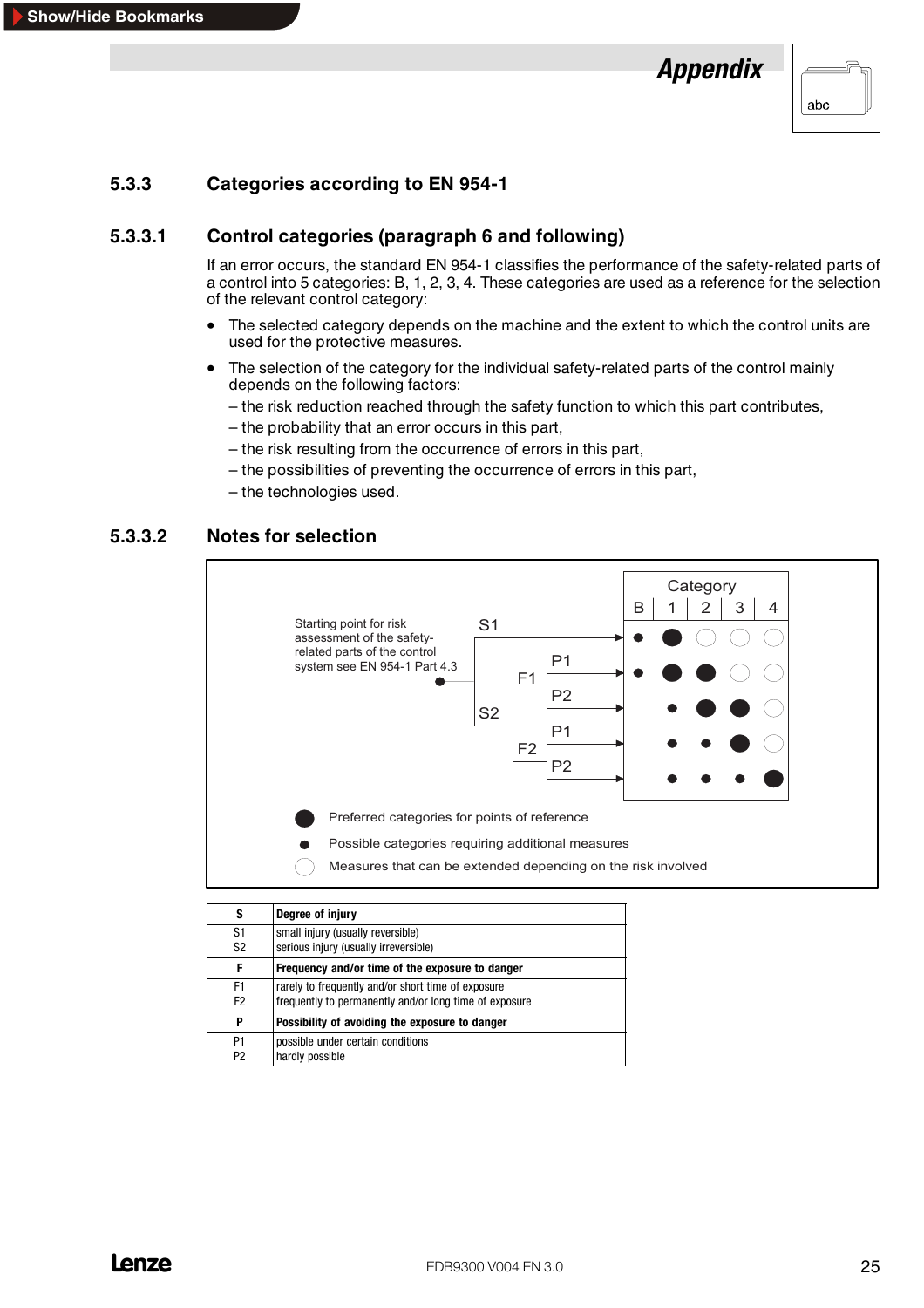### 5.3.3 Categories according to EN 954-1

#### 5.3.3.1 Control categories (paragraph 6 and following)

If an error occurs, the standard EN 954-1 classifies the performance of the safety-related parts of a control into 5 categories: B, 1, 2, 3, 4. These categories are used as a reference for the selection of the relevant control category:

- The selected category depends on the machine and the extent to which the control units are used for the protective measures.
- The selection of the category for the individual safety-related parts of the control mainly depends on the following factors:
  – the risk reduction reached through the safety function to which this part contributes,
  – the probability that an error occurs in this part,
  – the risk resulting from the occurrence of errors in this part,
  – the possibilities of preventing the occurrence of errors in this part,
  – the technologies used.

#### 5.3.3.2 Notes for selection

Starting point for risk assessment of the safety-related parts of the control system see EN 954-1 Part 4.3

| Path | B | 1 | 2 | 3 | 4 |
|---|---|---|---|---|---|
| S1 | ● (possible) | ⬤ (preferred) | ○ | ○ | ○ |
| S2 – F1 – P1 | ● (possible) | ⬤ (preferred) | ⬤ (preferred) | ○ | ○ |
| S2 – F1 – P2 | | ● (possible) | ⬤ (preferred) | ⬤ (preferred) | ○ |
| S2 – F2 – P1 | | ● (possible) | ● (possible) | ⬤ (preferred) | ○ |
| S2 – F2 – P2 | | ● (possible) | ● (possible) | ● (possible) | ⬤ (preferred) |

⬤ Preferred categories for points of reference

● Possible categories requiring additional measures

○ Measures that can be extended depending on the risk involved

| S | Degree of injury |
|---|---|
| S1<br>S2 | small injury (usually reversible)<br>serious injury (usually irreversible) |
| **F** | **Frequency and/or time of the exposure to danger** |
| F1<br>F2 | rarely to frequently and/or short time of exposure<br>frequently to permanently and/or long time of exposure |
| **P** | **Possibility of avoiding the exposure to danger** |
| P1<br>P2 | possible under certain conditions<br>hardly possible |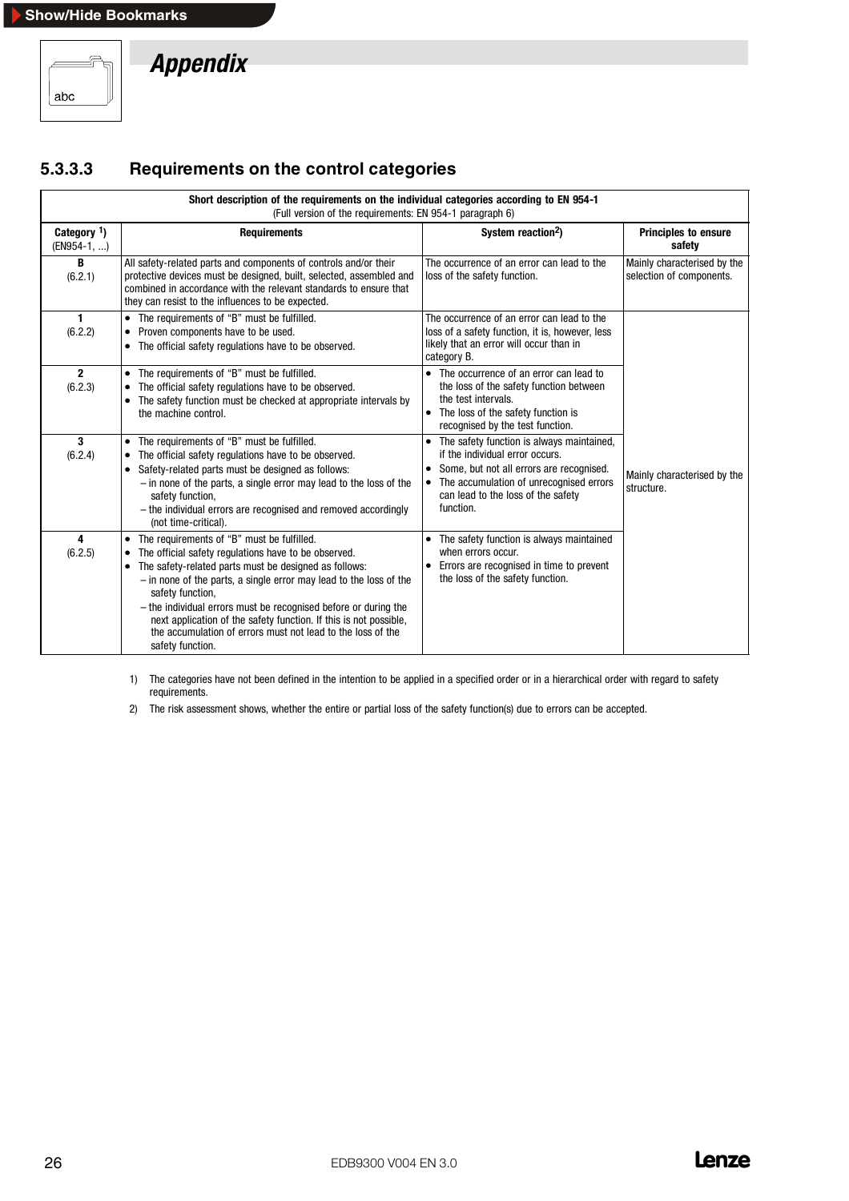# Appendix

### 5.3.3.3 Requirements on the control categories

**Short description of the requirements on the individual categories according to EN 954-1**
(Full version of the requirements: EN 954-1 paragraph 6)

| Category [1] (EN954-1, ...) | Requirements | System reaction[2] | Principles to ensure safety |
|---|---|---|---|
| **B** (6.2.1) | All safety-related parts and components of controls and/or their protective devices must be designed, built, selected, assembled and combined in accordance with the relevant standards to ensure that they can resist to the influences to be expected. | The occurrence of an error can lead to the loss of the safety function. | Mainly characterised by the selection of components. |
| **1** (6.2.2) | • The requirements of "B" must be fulfilled.<br>• Proven components have to be used.<br>• The official safety regulations have to be observed. | The occurrence of an error can lead to the loss of a safety function, it is, however, less likely that an error will occur than in category B. | Mainly characterised by the structure. |
| **2** (6.2.3) | • The requirements of "B" must be fulfilled.<br>• The official safety regulations have to be observed.<br>• The safety function must be checked at appropriate intervals by the machine control. | • The occurrence of an error can lead to the loss of the safety function between the test intervals.<br>• The loss of the safety function is recognised by the test function. | |
| **3** (6.2.4) | • The requirements of "B" must be fulfilled.<br>• The official safety regulations have to be observed.<br>• Safety-related parts must be designed as follows:<br>– in none of the parts, a single error may lead to the loss of the safety function,<br>– the individual errors are recognised and removed accordingly (not time-critical). | • The safety function is always maintained, if the individual error occurs.<br>• Some, but not all errors are recognised.<br>• The accumulation of unrecognised errors can lead to the loss of the safety function. | |
| **4** (6.2.5) | • The requirements of "B" must be fulfilled.<br>• The official safety regulations have to be observed.<br>• The safety-related parts must be designed as follows:<br>– in none of the parts, a single error may lead to the loss of the safety function,<br>– the individual errors must be recognised before or during the next application of the safety function. If this is not possible, the accumulation of errors must not lead to the loss of the safety function. | • The safety function is always maintained when errors occur.<br>• Errors are recognised in time to prevent the loss of the safety function. | |

1) The categories have not been defined in the intention to be applied in a specified order or in a hierarchical order with regard to safety requirements.

2) The risk assessment shows, whether the entire or partial loss of the safety function(s) due to errors can be accepted.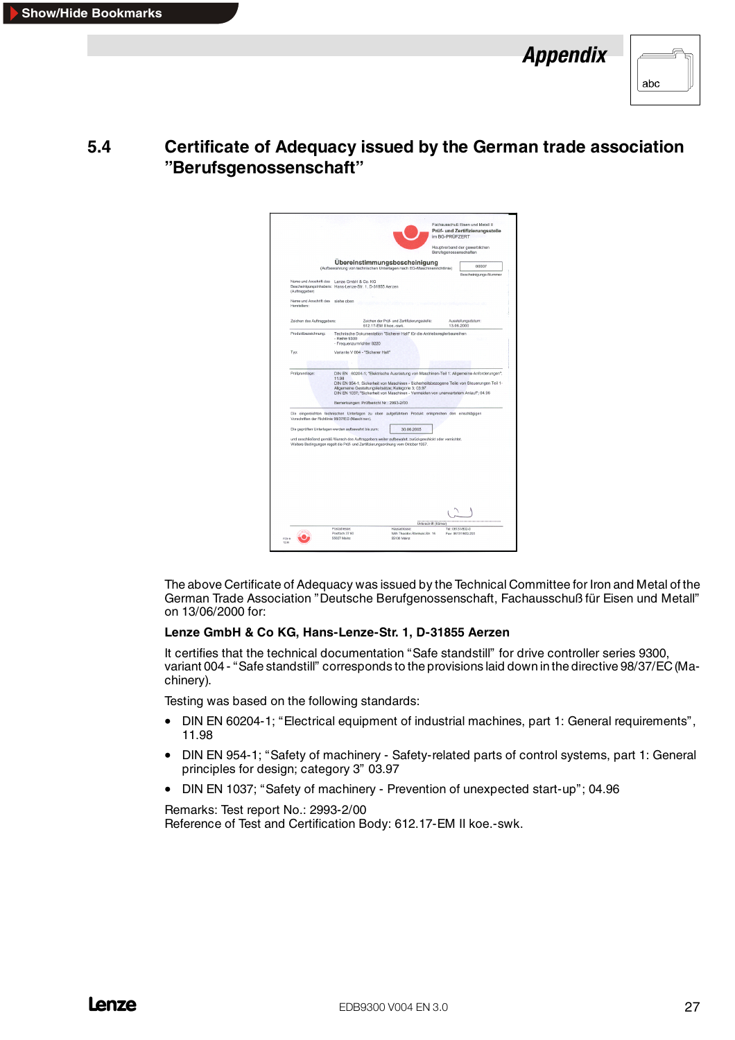## 5.4 Certificate of Adequacy issued by the German trade association ”Berufsgenossenschaft”

The above Certificate of Adequacy was issued by the Technical Committee for Iron and Metal of the German Trade Association ”Deutsche Berufgenossenschaft, Fachausschuß für Eisen und Metall” on 13/06/2000 for:

**Lenze GmbH & Co KG, Hans-Lenze-Str. 1, D-31855 Aerzen**

It certifies that the technical documentation “Safe standstill” for drive controller series 9300, variant 004 - “Safe standstill” corresponds to the provisions laid down in the directive 98/37/EC (Machinery).

Testing was based on the following standards:

- DIN EN 60204-1; “Electrical equipment of industrial machines, part 1: General requirements”, 11.98
- DIN EN 954-1; “Safety of machinery - Safety-related parts of control systems, part 1: General principles for design; category 3” 03.97
- DIN EN 1037; “Safety of machinery - Prevention of unexpected start-up”; 04.96

Remarks: Test report No.: 2993-2/00
Reference of Test and Certification Body: 612.17-EM II koe.-swk.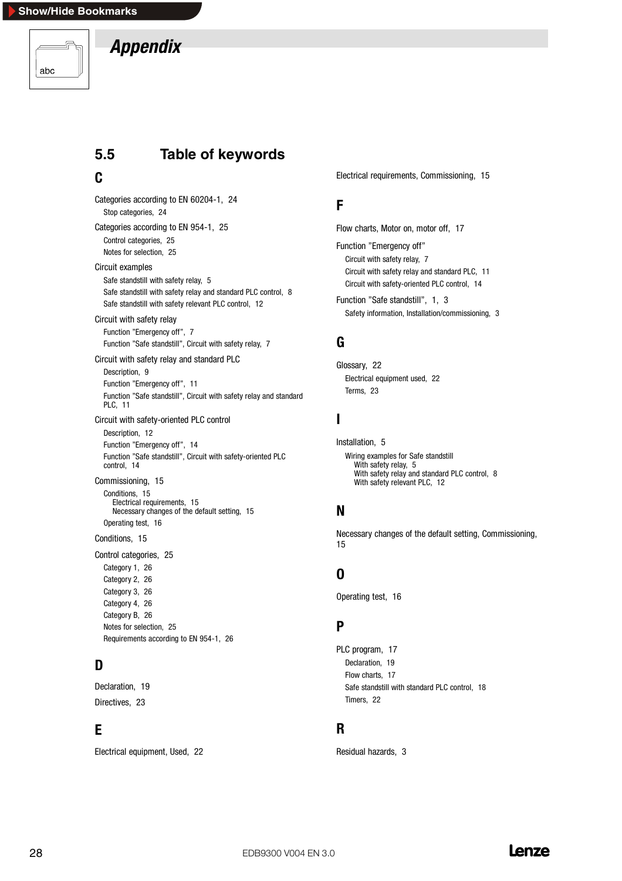# Appendix

## 5.5 Table of keywords

### C

Categories according to EN 60204-1, 24
- Stop categories, 24

Categories according to EN 954-1, 25
- Control categories, 25
- Notes for selection, 25

Circuit examples
- Safe standstill with safety relay, 5
- Safe standstill with safety relay and standard PLC control, 8
- Safe standstill with safety relevant PLC control, 12

Circuit with safety relay
- Function "Emergency off", 7
- Function "Safe standstill", Circuit with safety relay, 7

Circuit with safety relay and standard PLC
- Description, 9
- Function "Emergency off", 11
- Function "Safe standstill", Circuit with safety relay and standard PLC, 11

Circuit with safety-oriented PLC control
- Description, 12
- Function "Emergency off", 14
- Function "Safe standstill", Circuit with safety-oriented PLC control, 14

Commissioning, 15
- Conditions, 15
  - Electrical requirements, 15
  - Necessary changes of the default setting, 15
- Operating test, 16

Conditions, 15

Control categories, 25
- Category 1, 26
- Category 2, 26
- Category 3, 26
- Category 4, 26
- Category B, 26
- Notes for selection, 25
- Requirements according to EN 954-1, 26

### D

Declaration, 19

Directives, 23

### E

Electrical equipment, Used, 22

Electrical requirements, Commissioning, 15

### F

Flow charts, Motor on, motor off, 17

Function "Emergency off"
- Circuit with safety relay, 7
- Circuit with safety relay and standard PLC, 11
- Circuit with safety-oriented PLC control, 14

Function "Safe standstill", 1, 3
- Safety information, Installation/commissioning, 3

### G

Glossary, 22
- Electrical equipment used, 22
- Terms, 23

### I

Installation, 5
- Wiring examples for Safe standstill
  - With safety relay, 5
  - With safety relay and standard PLC control, 8
  - With safety relevant PLC, 12

### N

Necessary changes of the default setting, Commissioning, 15

### O

Operating test, 16

### P

PLC program, 17
- Declaration, 19
- Flow charts, 17
- Safe standstill with standard PLC control, 18
- Timers, 22

### R

Residual hazards, 3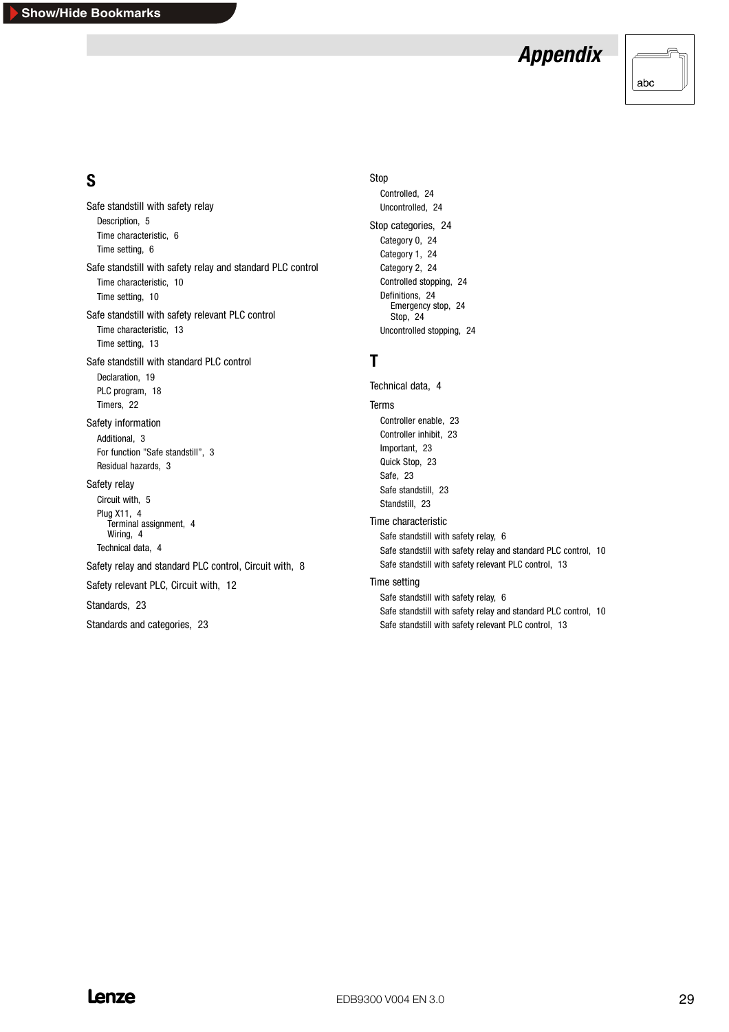## S

Safe standstill with safety relay
- Description, 5
- Time characteristic, 6
- Time setting, 6

Safe standstill with safety relay and standard PLC control
- Time characteristic, 10
- Time setting, 10

Safe standstill with safety relevant PLC control
- Time characteristic, 13
- Time setting, 13

Safe standstill with standard PLC control
- Declaration, 19
- PLC program, 18
- Timers, 22

Safety information
- Additional, 3
- For function "Safe standstill", 3
- Residual hazards, 3

Safety relay
- Circuit with, 5
- Plug X11, 4
  - Terminal assignment, 4
  - Wiring, 4
- Technical data, 4

Safety relay and standard PLC control, Circuit with, 8

Safety relevant PLC, Circuit with, 12

Standards, 23

Standards and categories, 23

Stop
- Controlled, 24
- Uncontrolled, 24

Stop categories, 24
- Category 0, 24
- Category 1, 24
- Category 2, 24
- Controlled stopping, 24
- Definitions, 24
  - Emergency stop, 24
  - Stop, 24
- Uncontrolled stopping, 24

## T

Technical data, 4

Terms
- Controller enable, 23
- Controller inhibit, 23
- Important, 23
- Quick Stop, 23
- Safe, 23
- Safe standstill, 23
- Standstill, 23

Time characteristic
- Safe standstill with safety relay, 6
- Safe standstill with safety relay and standard PLC control, 10
- Safe standstill with safety relevant PLC control, 13

Time setting
- Safe standstill with safety relay, 6
- Safe standstill with safety relay and standard PLC control, 10
- Safe standstill with safety relevant PLC control, 13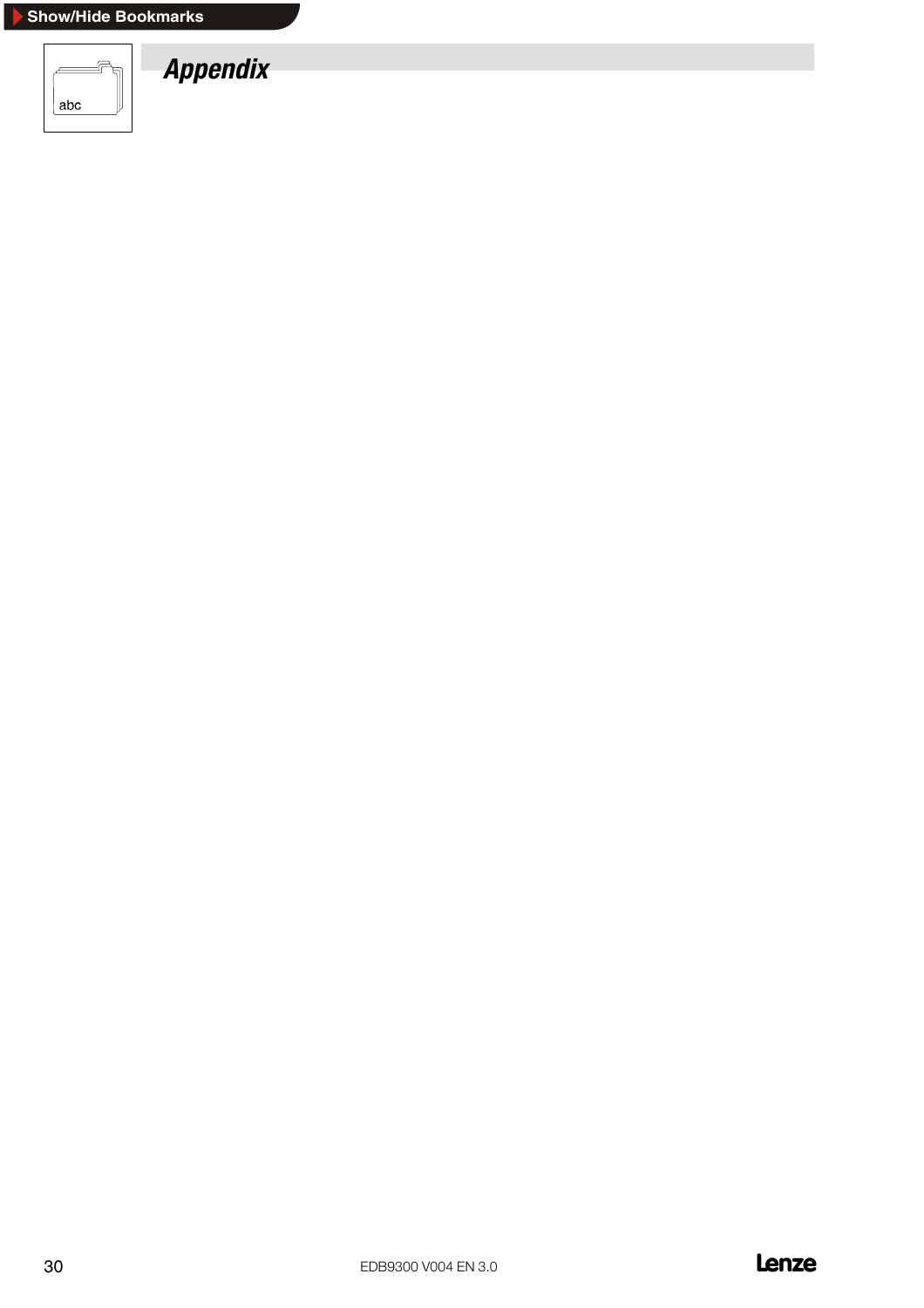# Appendix